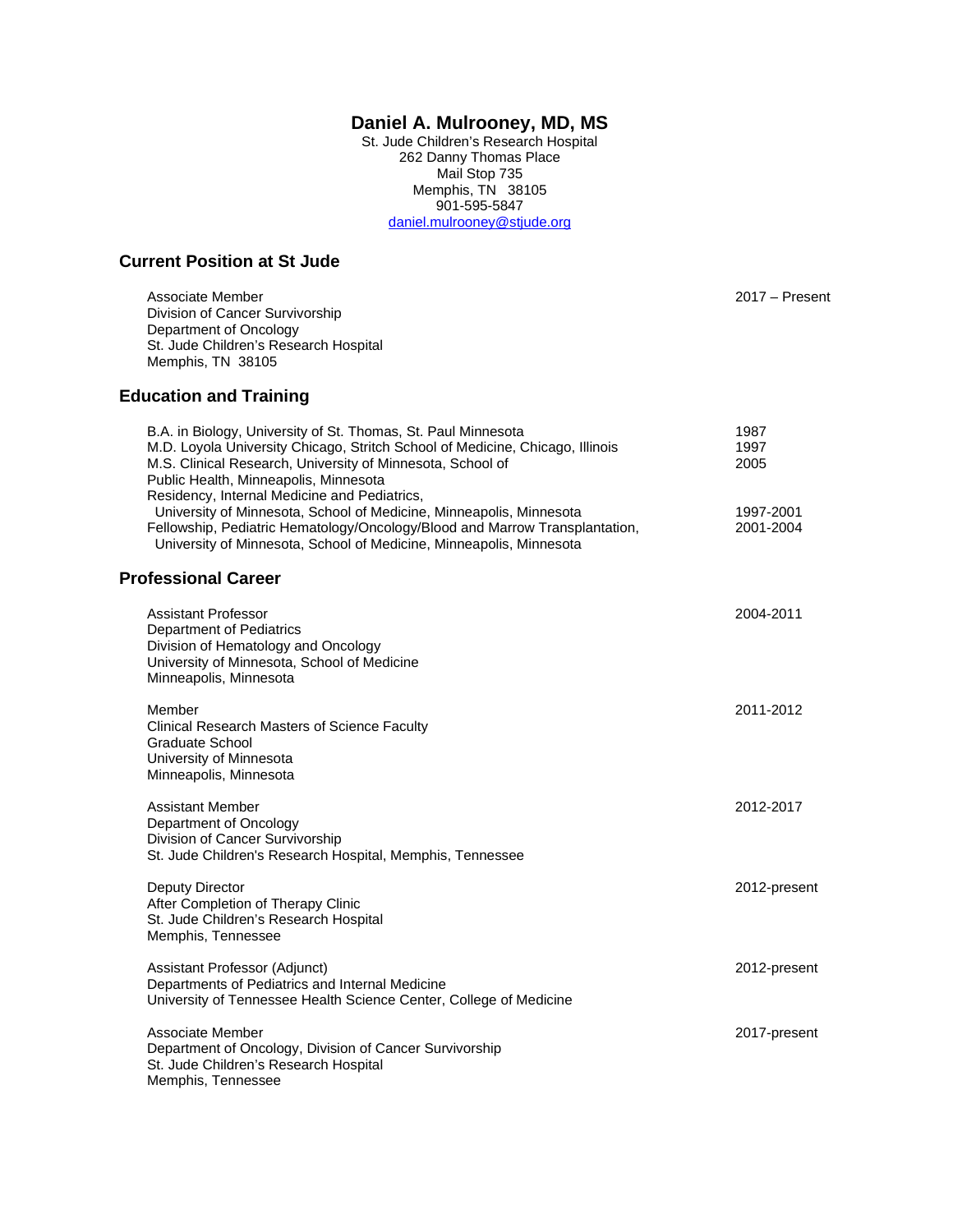# Daniel A. Mulrooney, MD, MS

St. Jude Children's Research Hospital
262 Danny Thomas Place
Mail Stop 735
Memphis, TN 38105
901-595-5847
daniel.mulrooney@stjude.org

## Current Position at St Jude

Associate Member — 2017 – Present
Division of Cancer Survivorship
Department of Oncology
St. Jude Children's Research Hospital
Memphis, TN 38105

## Education and Training

| | |
|---|---|
| B.A. in Biology, University of St. Thomas, St. Paul Minnesota | 1987 |
| M.D. Loyola University Chicago, Stritch School of Medicine, Chicago, Illinois | 1997 |
| M.S. Clinical Research, University of Minnesota, School of Public Health, Minneapolis, Minnesota | 2005 |
| Residency, Internal Medicine and Pediatrics, University of Minnesota, School of Medicine, Minneapolis, Minnesota | 1997-2001 |
| Fellowship, Pediatric Hematology/Oncology/Blood and Marrow Transplantation, University of Minnesota, School of Medicine, Minneapolis, Minnesota | 2001-2004 |

## Professional Career

Assistant Professor — 2004-2011
Department of Pediatrics
Division of Hematology and Oncology
University of Minnesota, School of Medicine
Minneapolis, Minnesota

Member — 2011-2012
Clinical Research Masters of Science Faculty
Graduate School
University of Minnesota
Minneapolis, Minnesota

Assistant Member — 2012-2017
Department of Oncology
Division of Cancer Survivorship
St. Jude Children's Research Hospital, Memphis, Tennessee

Deputy Director — 2012-present
After Completion of Therapy Clinic
St. Jude Children's Research Hospital
Memphis, Tennessee

Assistant Professor (Adjunct) — 2012-present
Departments of Pediatrics and Internal Medicine
University of Tennessee Health Science Center, College of Medicine

Associate Member — 2017-present
Department of Oncology, Division of Cancer Survivorship
St. Jude Children's Research Hospital
Memphis, Tennessee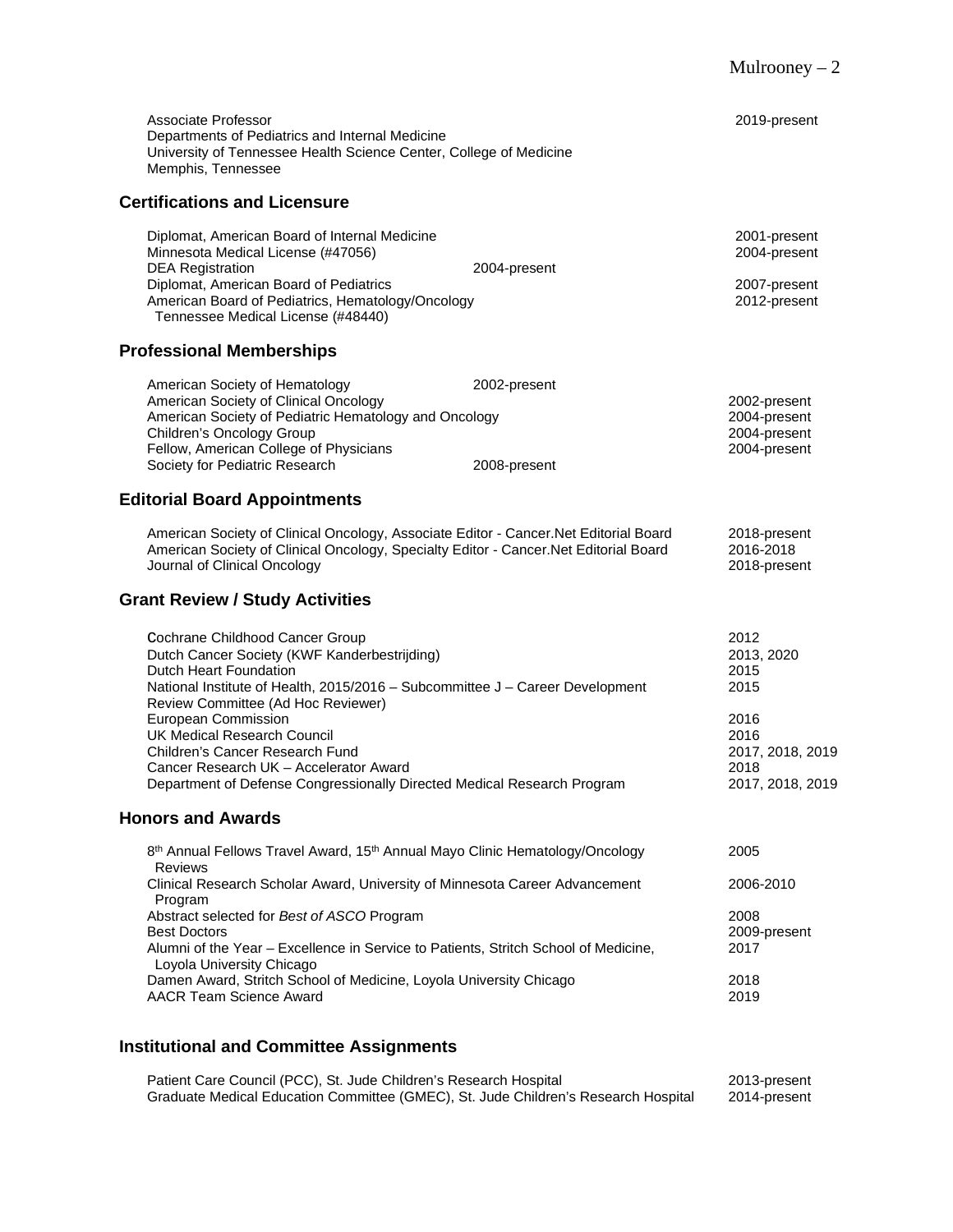Associate Professor
Departments of Pediatrics and Internal Medicine
University of Tennessee Health Science Center, College of Medicine
Memphis, Tennessee
2019-present

## Certifications and Licensure

| | |
|---|---|
| Diplomat, American Board of Internal Medicine | 2001-present |
| Minnesota Medical License (#47056) | 2004-present |
| DEA Registration | 2004-present |
| Diplomat, American Board of Pediatrics | 2007-present |
| American Board of Pediatrics, Hematology/Oncology | 2012-present |
| Tennessee Medical License (#48440) | |

## Professional Memberships

| | |
|---|---|
| American Society of Hematology | 2002-present |
| American Society of Clinical Oncology | 2002-present |
| American Society of Pediatric Hematology and Oncology | 2004-present |
| Children's Oncology Group | 2004-present |
| Fellow, American College of Physicians | 2004-present |
| Society for Pediatric Research | 2008-present |

## Editorial Board Appointments

| | |
|---|---|
| American Society of Clinical Oncology, Associate Editor - Cancer.Net Editorial Board | 2018-present |
| American Society of Clinical Oncology, Specialty Editor - Cancer.Net Editorial Board | 2016-2018 |
| Journal of Clinical Oncology | 2018-present |

## Grant Review / Study Activities

| | |
|---|---|
| Cochrane Childhood Cancer Group | 2012 |
| Dutch Cancer Society (KWF Kanderbestrijding) | 2013, 2020 |
| Dutch Heart Foundation | 2015 |
| National Institute of Health, 2015/2016 – Subcommittee J – Career Development Review Committee (Ad Hoc Reviewer) | 2015 |
| European Commission | 2016 |
| UK Medical Research Council | 2016 |
| Children's Cancer Research Fund | 2017, 2018, 2019 |
| Cancer Research UK – Accelerator Award | 2018 |
| Department of Defense Congressionally Directed Medical Research Program | 2017, 2018, 2019 |

## Honors and Awards

| | |
|---|---|
| 8th Annual Fellows Travel Award, 15th Annual Mayo Clinic Hematology/Oncology Reviews | 2005 |
| Clinical Research Scholar Award, University of Minnesota Career Advancement Program | 2006-2010 |
| Abstract selected for *Best of ASCO* Program | 2008 |
| Best Doctors | 2009-present |
| Alumni of the Year – Excellence in Service to Patients, Stritch School of Medicine, Loyola University Chicago | 2017 |
| Damen Award, Stritch School of Medicine, Loyola University Chicago | 2018 |
| AACR Team Science Award | 2019 |

## Institutional and Committee Assignments

| | |
|---|---|
| Patient Care Council (PCC), St. Jude Children's Research Hospital | 2013-present |
| Graduate Medical Education Committee (GMEC), St. Jude Children's Research Hospital | 2014-present |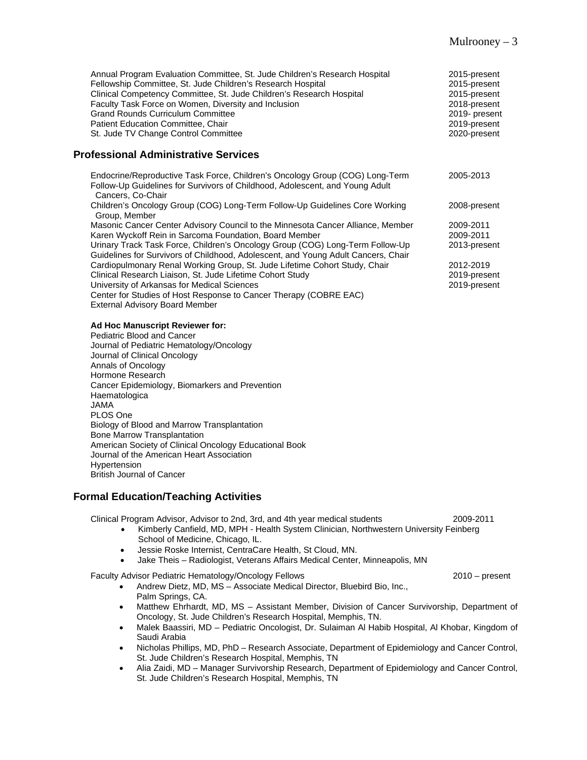| | |
|---|---|
| Annual Program Evaluation Committee, St. Jude Children's Research Hospital | 2015-present |
| Fellowship Committee, St. Jude Children's Research Hospital | 2015-present |
| Clinical Competency Committee, St. Jude Children's Research Hospital | 2015-present |
| Faculty Task Force on Women, Diversity and Inclusion | 2018-present |
| Grand Rounds Curriculum Committee | 2019- present |
| Patient Education Committee, Chair | 2019-present |
| St. Jude TV Change Control Committee | 2020-present |

## Professional Administrative Services

| | |
|---|---|
| Endocrine/Reproductive Task Force, Children's Oncology Group (COG) Long-Term Follow-Up Guidelines for Survivors of Childhood, Adolescent, and Young Adult Cancers, Co-Chair | 2005-2013 |
| Children's Oncology Group (COG) Long-Term Follow-Up Guidelines Core Working Group, Member | 2008-present |
| Masonic Cancer Center Advisory Council to the Minnesota Cancer Alliance, Member | 2009-2011 |
| Karen Wyckoff Rein in Sarcoma Foundation, Board Member | 2009-2011 |
| Urinary Track Task Force, Children's Oncology Group (COG) Long-Term Follow-Up Guidelines for Survivors of Childhood, Adolescent, and Young Adult Cancers, Chair | 2013-present |
| Cardiopulmonary Renal Working Group, St. Jude Lifetime Cohort Study, Chair | 2012-2019 |
| Clinical Research Liaison, St. Jude Lifetime Cohort Study | 2019-present |
| University of Arkansas for Medical Sciences Center for Studies of Host Response to Cancer Therapy (COBRE EAC) External Advisory Board Member | 2019-present |

**Ad Hoc Manuscript Reviewer for:**

Pediatric Blood and Cancer
Journal of Pediatric Hematology/Oncology
Journal of Clinical Oncology
Annals of Oncology
Hormone Research
Cancer Epidemiology, Biomarkers and Prevention
Haematologica
JAMA
PLOS One
Biology of Blood and Marrow Transplantation
Bone Marrow Transplantation
American Society of Clinical Oncology Educational Book
Journal of the American Heart Association
Hypertension
British Journal of Cancer

## Formal Education/Teaching Activities

Clinical Program Advisor, Advisor to 2nd, 3rd, and 4th year medical students — 2009-2011

- Kimberly Canfield, MD, MPH - Health System Clinician, Northwestern University Feinberg School of Medicine, Chicago, IL.
- Jessie Roske Internist, CentraCare Health, St Cloud, MN.
- Jake Theis – Radiologist, Veterans Affairs Medical Center, Minneapolis, MN

Faculty Advisor Pediatric Hematology/Oncology Fellows — 2010 – present

- Andrew Dietz, MD, MS – Associate Medical Director, Bluebird Bio, Inc., Palm Springs, CA.
- Matthew Ehrhardt, MD, MS – Assistant Member, Division of Cancer Survivorship, Department of Oncology, St. Jude Children's Research Hospital, Memphis, TN.
- Malek Baassiri, MD – Pediatric Oncologist, Dr. Sulaiman Al Habib Hospital, Al Khobar, Kingdom of Saudi Arabia
- Nicholas Phillips, MD, PhD – Research Associate, Department of Epidemiology and Cancer Control, St. Jude Children's Research Hospital, Memphis, TN
- Alia Zaidi, MD – Manager Survivorship Research, Department of Epidemiology and Cancer Control, St. Jude Children's Research Hospital, Memphis, TN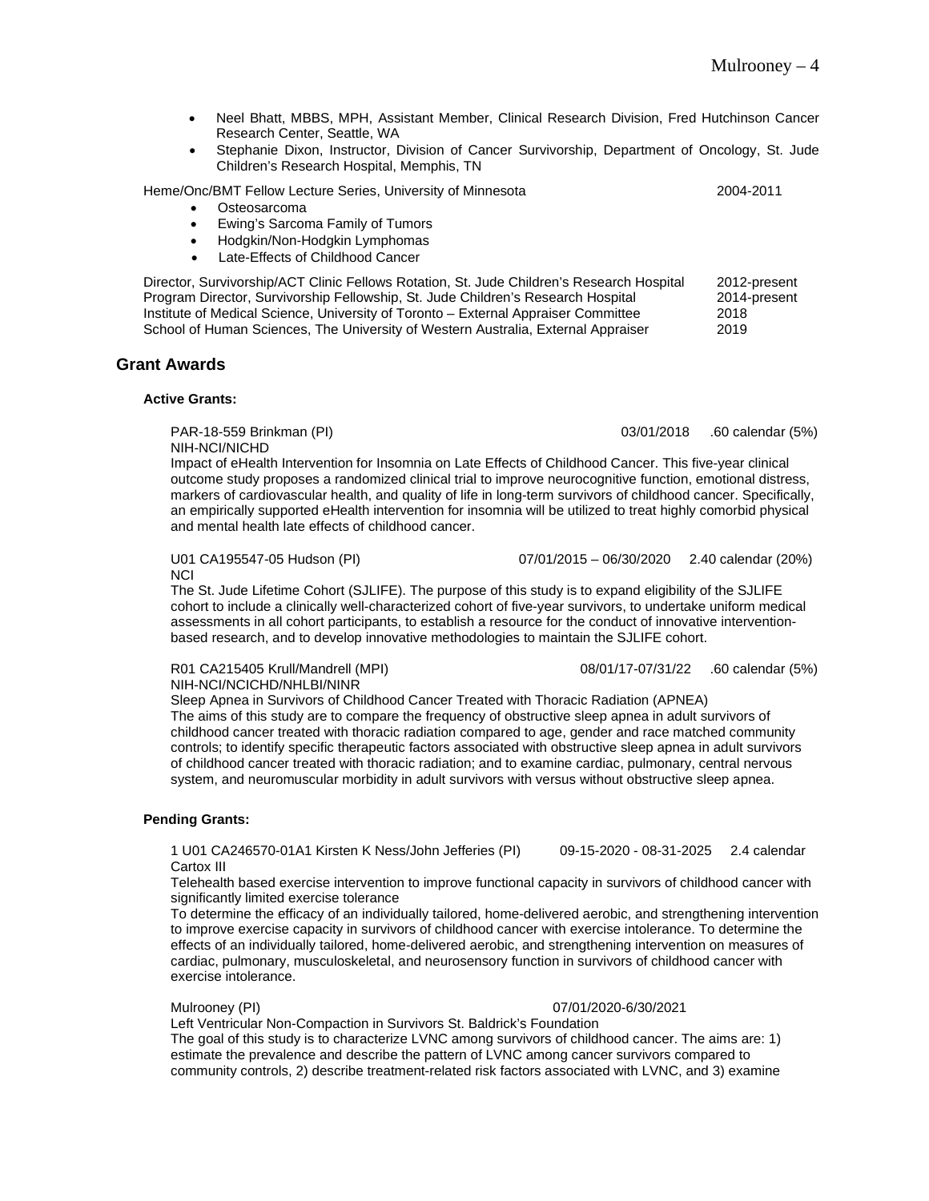- Neel Bhatt, MBBS, MPH, Assistant Member, Clinical Research Division, Fred Hutchinson Cancer Research Center, Seattle, WA
- Stephanie Dixon, Instructor, Division of Cancer Survivorship, Department of Oncology, St. Jude Children's Research Hospital, Memphis, TN

Heme/Onc/BMT Fellow Lecture Series, University of Minnesota 2004-2011

- Osteosarcoma
- Ewing's Sarcoma Family of Tumors
- Hodgkin/Non-Hodgkin Lymphomas
- Late-Effects of Childhood Cancer

Director, Survivorship/ACT Clinic Fellows Rotation, St. Jude Children's Research Hospital 2012-present
Program Director, Survivorship Fellowship, St. Jude Children's Research Hospital 2014-present
Institute of Medical Science, University of Toronto – External Appraiser Committee 2018
School of Human Sciences, The University of Western Australia, External Appraiser 2019

## Grant Awards

### Active Grants:

PAR-18-559 Brinkman (PI) 03/01/2018 .60 calendar (5%)
NIH-NCI/NICHD
Impact of eHealth Intervention for Insomnia on Late Effects of Childhood Cancer. This five-year clinical outcome study proposes a randomized clinical trial to improve neurocognitive function, emotional distress, markers of cardiovascular health, and quality of life in long-term survivors of childhood cancer. Specifically, an empirically supported eHealth intervention for insomnia will be utilized to treat highly comorbid physical and mental health late effects of childhood cancer.

U01 CA195547-05 Hudson (PI) 07/01/2015 – 06/30/2020 2.40 calendar (20%)
NCI
The St. Jude Lifetime Cohort (SJLIFE). The purpose of this study is to expand eligibility of the SJLIFE cohort to include a clinically well-characterized cohort of five-year survivors, to undertake uniform medical assessments in all cohort participants, to establish a resource for the conduct of innovative intervention-based research, and to develop innovative methodologies to maintain the SJLIFE cohort.

R01 CA215405 Krull/Mandrell (MPI) 08/01/17-07/31/22 .60 calendar (5%)
NIH-NCI/NCICHD/NHLBI/NINR
Sleep Apnea in Survivors of Childhood Cancer Treated with Thoracic Radiation (APNEA)
The aims of this study are to compare the frequency of obstructive sleep apnea in adult survivors of childhood cancer treated with thoracic radiation compared to age, gender and race matched community controls; to identify specific therapeutic factors associated with obstructive sleep apnea in adult survivors of childhood cancer treated with thoracic radiation; and to examine cardiac, pulmonary, central nervous system, and neuromuscular morbidity in adult survivors with versus without obstructive sleep apnea.

### Pending Grants:

1 U01 CA246570-01A1 Kirsten K Ness/John Jefferies (PI) 09-15-2020 - 08-31-2025 2.4 calendar
Cartox III
Telehealth based exercise intervention to improve functional capacity in survivors of childhood cancer with significantly limited exercise tolerance
To determine the efficacy of an individually tailored, home-delivered aerobic, and strengthening intervention to improve exercise capacity in survivors of childhood cancer with exercise intolerance. To determine the effects of an individually tailored, home-delivered aerobic, and strengthening intervention on measures of cardiac, pulmonary, musculoskeletal, and neurosensory function in survivors of childhood cancer with exercise intolerance.

Mulrooney (PI) 07/01/2020-6/30/2021
Left Ventricular Non-Compaction in Survivors St. Baldrick's Foundation
The goal of this study is to characterize LVNC among survivors of childhood cancer. The aims are: 1) estimate the prevalence and describe the pattern of LVNC among cancer survivors compared to community controls, 2) describe treatment-related risk factors associated with LVNC, and 3) examine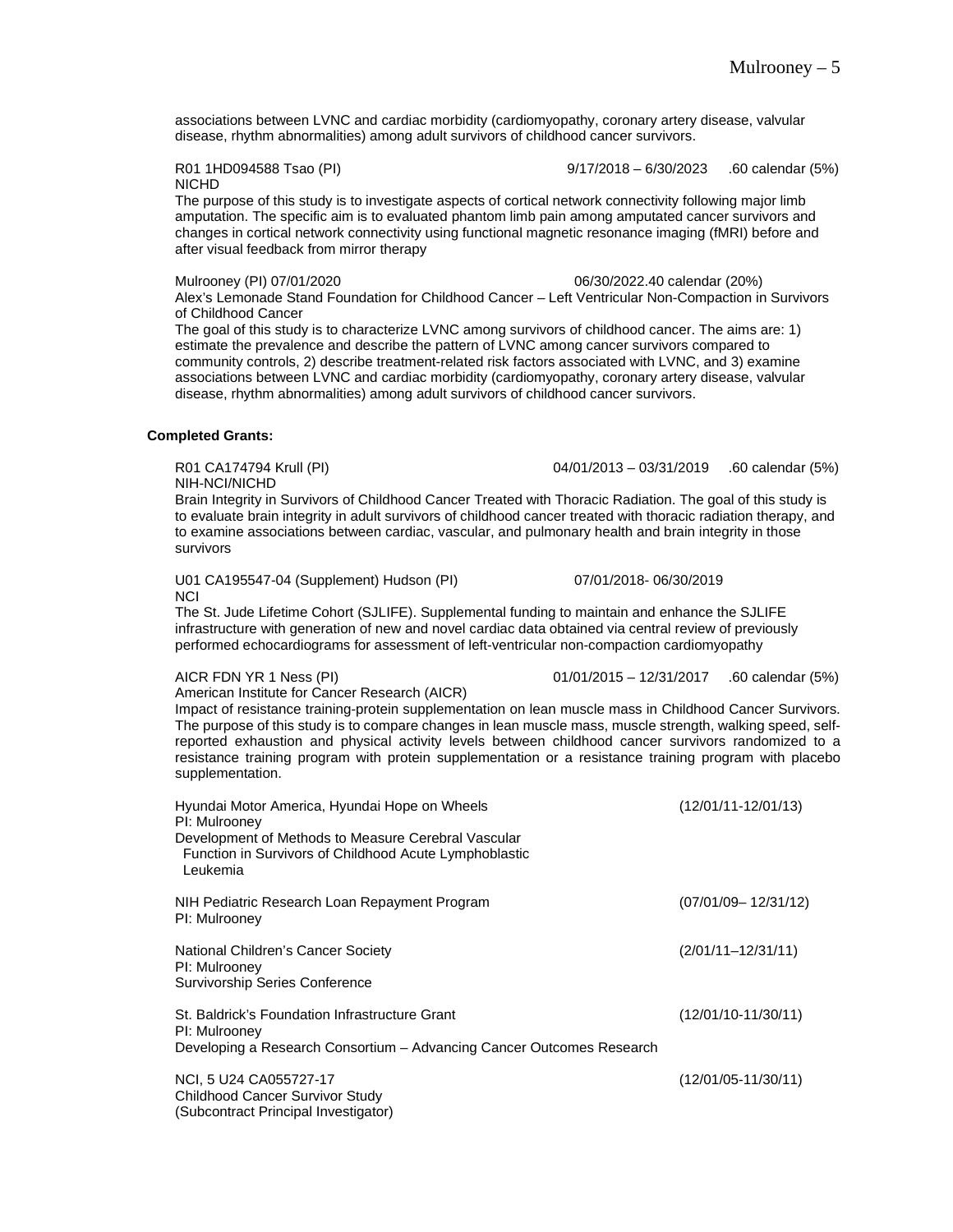associations between LVNC and cardiac morbidity (cardiomyopathy, coronary artery disease, valvular disease, rhythm abnormalities) among adult survivors of childhood cancer survivors.

R01 1HD094588 Tsao (PI) 9/17/2018 – 6/30/2023 .60 calendar (5%)
NICHD
The purpose of this study is to investigate aspects of cortical network connectivity following major limb amputation. The specific aim is to evaluated phantom limb pain among amputated cancer survivors and changes in cortical network connectivity using functional magnetic resonance imaging (fMRI) before and after visual feedback from mirror therapy

Mulrooney (PI) 07/01/2020 06/30/2022.40 calendar (20%)
Alex's Lemonade Stand Foundation for Childhood Cancer – Left Ventricular Non-Compaction in Survivors of Childhood Cancer
The goal of this study is to characterize LVNC among survivors of childhood cancer. The aims are: 1) estimate the prevalence and describe the pattern of LVNC among cancer survivors compared to community controls, 2) describe treatment-related risk factors associated with LVNC, and 3) examine associations between LVNC and cardiac morbidity (cardiomyopathy, coronary artery disease, valvular disease, rhythm abnormalities) among adult survivors of childhood cancer survivors.

**Completed Grants:**

R01 CA174794 Krull (PI) 04/01/2013 – 03/31/2019 .60 calendar (5%)
NIH-NCI/NICHD
Brain Integrity in Survivors of Childhood Cancer Treated with Thoracic Radiation. The goal of this study is to evaluate brain integrity in adult survivors of childhood cancer treated with thoracic radiation therapy, and to examine associations between cardiac, vascular, and pulmonary health and brain integrity in those survivors

U01 CA195547-04 (Supplement) Hudson (PI) 07/01/2018- 06/30/2019
NCI
The St. Jude Lifetime Cohort (SJLIFE). Supplemental funding to maintain and enhance the SJLIFE infrastructure with generation of new and novel cardiac data obtained via central review of previously performed echocardiograms for assessment of left-ventricular non-compaction cardiomyopathy

AICR FDN YR 1 Ness (PI) 01/01/2015 – 12/31/2017 .60 calendar (5%)
American Institute for Cancer Research (AICR)
Impact of resistance training-protein supplementation on lean muscle mass in Childhood Cancer Survivors. The purpose of this study is to compare changes in lean muscle mass, muscle strength, walking speed, self-reported exhaustion and physical activity levels between childhood cancer survivors randomized to a resistance training program with protein supplementation or a resistance training program with placebo supplementation.

Hyundai Motor America, Hyundai Hope on Wheels (12/01/11-12/01/13)
PI: Mulrooney
Development of Methods to Measure Cerebral Vascular Function in Survivors of Childhood Acute Lymphoblastic Leukemia

NIH Pediatric Research Loan Repayment Program (07/01/09– 12/31/12)
PI: Mulrooney

National Children's Cancer Society (2/01/11–12/31/11)
PI: Mulrooney
Survivorship Series Conference

St. Baldrick's Foundation Infrastructure Grant (12/01/10-11/30/11)
PI: Mulrooney
Developing a Research Consortium – Advancing Cancer Outcomes Research

NCI, 5 U24 CA055727-17 (12/01/05-11/30/11)
Childhood Cancer Survivor Study
(Subcontract Principal Investigator)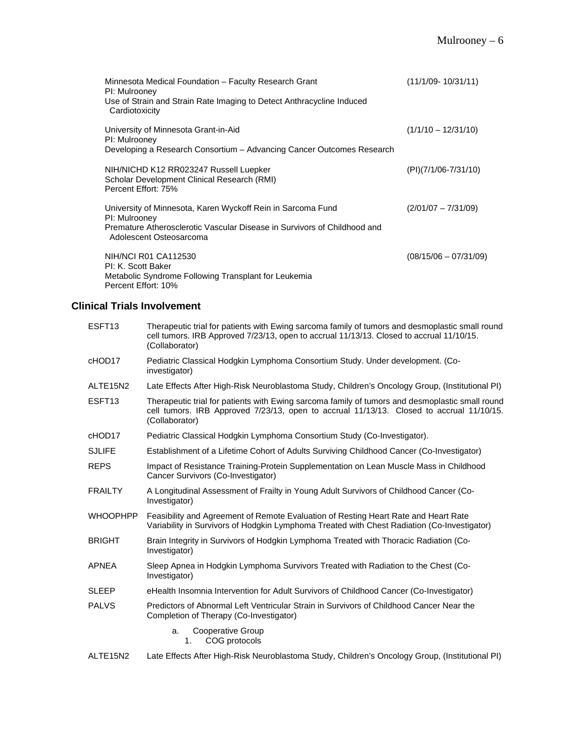Minnesota Medical Foundation – Faculty Research Grant (11/1/09- 10/31/11)
PI: Mulrooney
Use of Strain and Strain Rate Imaging to Detect Anthracycline Induced Cardiotoxicity

University of Minnesota Grant-in-Aid (1/1/10 – 12/31/10)
PI: Mulrooney
Developing a Research Consortium – Advancing Cancer Outcomes Research

NIH/NICHD K12 RR023247 Russell Luepker (PI)(7/1/06-7/31/10)
Scholar Development Clinical Research (RMI)
Percent Effort: 75%

University of Minnesota, Karen Wyckoff Rein in Sarcoma Fund (2/01/07 – 7/31/09)
PI: Mulrooney
Premature Atherosclerotic Vascular Disease in Survivors of Childhood and Adolescent Osteosarcoma

NIH/NCI R01 CA112530 (08/15/06 – 07/31/09)
PI: K. Scott Baker
Metabolic Syndrome Following Transplant for Leukemia
Percent Effort: 10%

## Clinical Trials Involvement

ESFT13 Therapeutic trial for patients with Ewing sarcoma family of tumors and desmoplastic small round cell tumors. IRB Approved 7/23/13, open to accrual 11/13/13. Closed to accrual 11/10/15. (Collaborator)

cHOD17 Pediatric Classical Hodgkin Lymphoma Consortium Study. Under development. (Co-investigator)

ALTE15N2 Late Effects After High-Risk Neuroblastoma Study, Children's Oncology Group, (Institutional PI)

ESFT13 Therapeutic trial for patients with Ewing sarcoma family of tumors and desmoplastic small round cell tumors. IRB Approved 7/23/13, open to accrual 11/13/13. Closed to accrual 11/10/15. (Collaborator)

cHOD17 Pediatric Classical Hodgkin Lymphoma Consortium Study (Co-Investigator).

SJLIFE Establishment of a Lifetime Cohort of Adults Surviving Childhood Cancer (Co-Investigator)

REPS Impact of Resistance Training-Protein Supplementation on Lean Muscle Mass in Childhood Cancer Survivors (Co-Investigator)

FRAILTY A Longitudinal Assessment of Frailty in Young Adult Survivors of Childhood Cancer (Co-Investigator)

WHOOPHPP Feasibility and Agreement of Remote Evaluation of Resting Heart Rate and Heart Rate Variability in Survivors of Hodgkin Lymphoma Treated with Chest Radiation (Co-Investigator)

BRIGHT Brain Integrity in Survivors of Hodgkin Lymphoma Treated with Thoracic Radiation (Co-Investigator)

APNEA Sleep Apnea in Hodgkin Lymphoma Survivors Treated with Radiation to the Chest (Co-Investigator)

SLEEP eHealth Insomnia Intervention for Adult Survivors of Childhood Cancer (Co-Investigator)

PALVS Predictors of Abnormal Left Ventricular Strain in Survivors of Childhood Cancer Near the Completion of Therapy (Co-Investigator)

a. Cooperative Group
   1. COG protocols

ALTE15N2 Late Effects After High-Risk Neuroblastoma Study, Children's Oncology Group, (Institutional PI)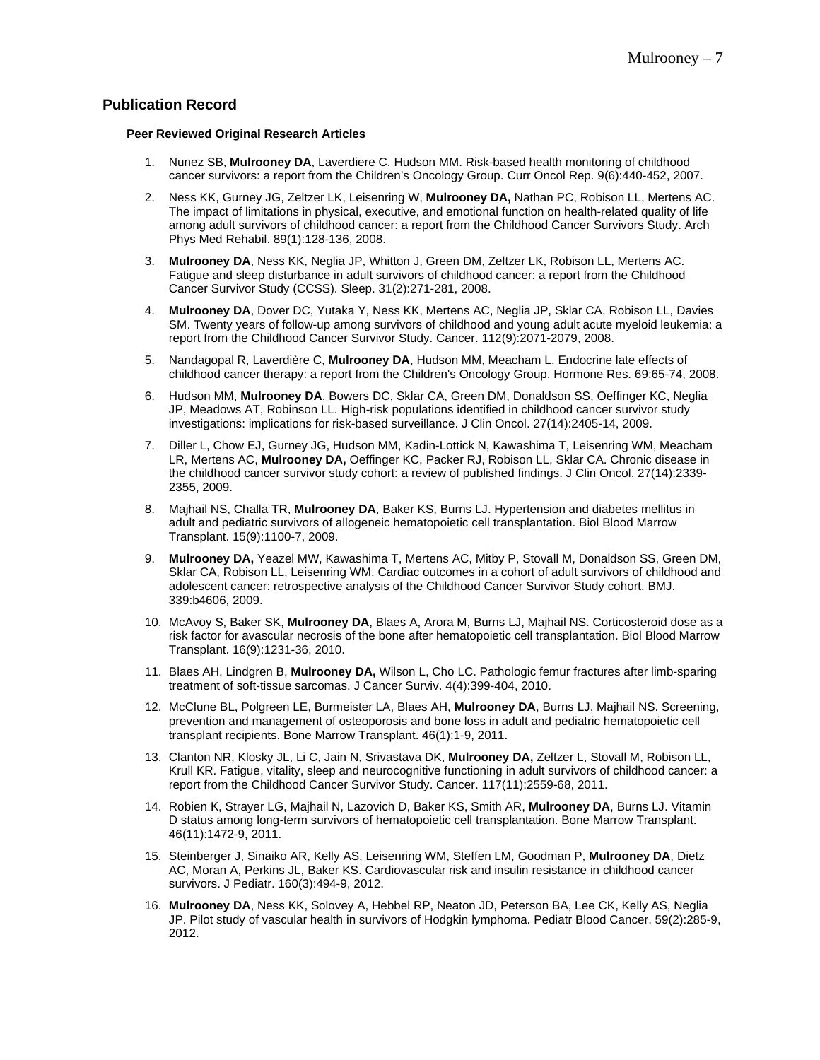## Publication Record

#### Peer Reviewed Original Research Articles

1. Nunez SB, **Mulrooney DA**, Laverdiere C. Hudson MM. Risk-based health monitoring of childhood cancer survivors: a report from the Children's Oncology Group. Curr Oncol Rep. 9(6):440-452, 2007.

2. Ness KK, Gurney JG, Zeltzer LK, Leisenring W, **Mulrooney DA,** Nathan PC, Robison LL, Mertens AC. The impact of limitations in physical, executive, and emotional function on health-related quality of life among adult survivors of childhood cancer: a report from the Childhood Cancer Survivors Study. Arch Phys Med Rehabil. 89(1):128-136, 2008.

3. **Mulrooney DA**, Ness KK, Neglia JP, Whitton J, Green DM, Zeltzer LK, Robison LL, Mertens AC. Fatigue and sleep disturbance in adult survivors of childhood cancer: a report from the Childhood Cancer Survivor Study (CCSS). Sleep. 31(2):271-281, 2008.

4. **Mulrooney DA**, Dover DC, Yutaka Y, Ness KK, Mertens AC, Neglia JP, Sklar CA, Robison LL, Davies SM. Twenty years of follow-up among survivors of childhood and young adult acute myeloid leukemia: a report from the Childhood Cancer Survivor Study. Cancer. 112(9):2071-2079, 2008.

5. Nandagopal R, Laverdière C, **Mulrooney DA**, Hudson MM, Meacham L. Endocrine late effects of childhood cancer therapy: a report from the Children's Oncology Group. Hormone Res. 69:65-74, 2008.

6. Hudson MM, **Mulrooney DA**, Bowers DC, Sklar CA, Green DM, Donaldson SS, Oeffinger KC, Neglia JP, Meadows AT, Robinson LL. High-risk populations identified in childhood cancer survivor study investigations: implications for risk-based surveillance. J Clin Oncol. 27(14):2405-14, 2009.

7. Diller L, Chow EJ, Gurney JG, Hudson MM, Kadin-Lottick N, Kawashima T, Leisenring WM, Meacham LR, Mertens AC, **Mulrooney DA,** Oeffinger KC, Packer RJ, Robison LL, Sklar CA. Chronic disease in the childhood cancer survivor study cohort: a review of published findings. J Clin Oncol. 27(14):2339-2355, 2009.

8. Majhail NS, Challa TR, **Mulrooney DA**, Baker KS, Burns LJ. Hypertension and diabetes mellitus in adult and pediatric survivors of allogeneic hematopoietic cell transplantation. Biol Blood Marrow Transplant. 15(9):1100-7, 2009.

9. **Mulrooney DA,** Yeazel MW, Kawashima T, Mertens AC, Mitby P, Stovall M, Donaldson SS, Green DM, Sklar CA, Robison LL, Leisenring WM. Cardiac outcomes in a cohort of adult survivors of childhood and adolescent cancer: retrospective analysis of the Childhood Cancer Survivor Study cohort. BMJ. 339:b4606, 2009.

10. McAvoy S, Baker SK, **Mulrooney DA**, Blaes A, Arora M, Burns LJ, Majhail NS. Corticosteroid dose as a risk factor for avascular necrosis of the bone after hematopoietic cell transplantation. Biol Blood Marrow Transplant. 16(9):1231-36, 2010.

11. Blaes AH, Lindgren B, **Mulrooney DA,** Wilson L, Cho LC. Pathologic femur fractures after limb-sparing treatment of soft-tissue sarcomas. J Cancer Surviv. 4(4):399-404, 2010.

12. McClune BL, Polgreen LE, Burmeister LA, Blaes AH, **Mulrooney DA**, Burns LJ, Majhail NS. Screening, prevention and management of osteoporosis and bone loss in adult and pediatric hematopoietic cell transplant recipients. Bone Marrow Transplant. 46(1):1-9, 2011.

13. Clanton NR, Klosky JL, Li C, Jain N, Srivastava DK, **Mulrooney DA,** Zeltzer L, Stovall M, Robison LL, Krull KR. Fatigue, vitality, sleep and neurocognitive functioning in adult survivors of childhood cancer: a report from the Childhood Cancer Survivor Study. Cancer. 117(11):2559-68, 2011.

14. Robien K, Strayer LG, Majhail N, Lazovich D, Baker KS, Smith AR, **Mulrooney DA**, Burns LJ. Vitamin D status among long-term survivors of hematopoietic cell transplantation. Bone Marrow Transplant. 46(11):1472-9, 2011.

15. Steinberger J, Sinaiko AR, Kelly AS, Leisenring WM, Steffen LM, Goodman P, **Mulrooney DA**, Dietz AC, Moran A, Perkins JL, Baker KS. Cardiovascular risk and insulin resistance in childhood cancer survivors. J Pediatr. 160(3):494-9, 2012.

16. **Mulrooney DA**, Ness KK, Solovey A, Hebbel RP, Neaton JD, Peterson BA, Lee CK, Kelly AS, Neglia JP. Pilot study of vascular health in survivors of Hodgkin lymphoma. Pediatr Blood Cancer. 59(2):285-9, 2012.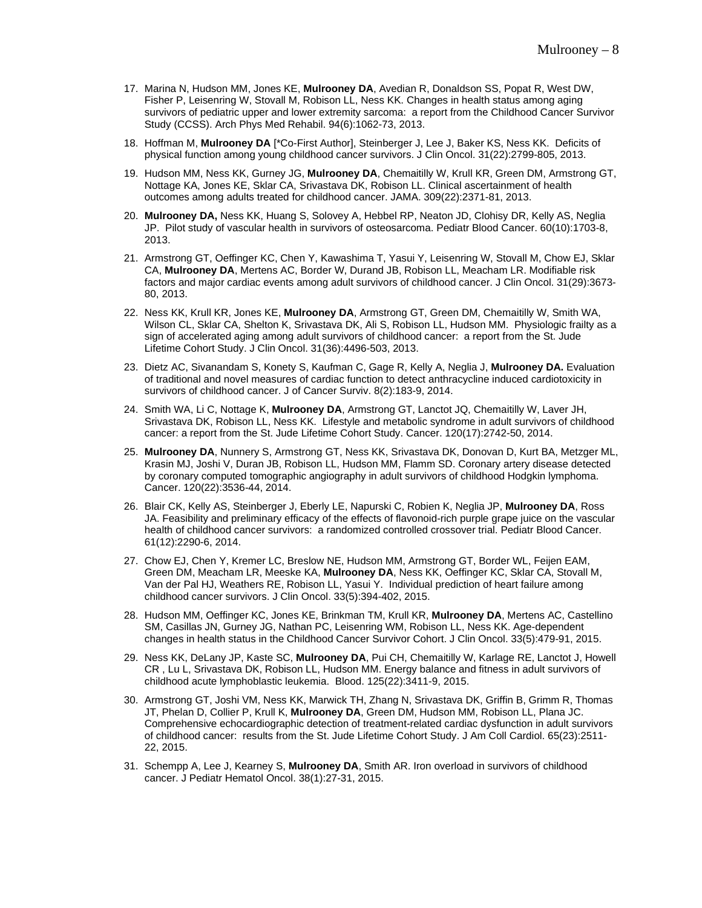17. Marina N, Hudson MM, Jones KE, **Mulrooney DA**, Avedian R, Donaldson SS, Popat R, West DW, Fisher P, Leisenring W, Stovall M, Robison LL, Ness KK. Changes in health status among aging survivors of pediatric upper and lower extremity sarcoma: a report from the Childhood Cancer Survivor Study (CCSS). Arch Phys Med Rehabil. 94(6):1062-73, 2013.

18. Hoffman M, **Mulrooney DA** [*Co-First Author], Steinberger J, Lee J, Baker KS, Ness KK. Deficits of physical function among young childhood cancer survivors. J Clin Oncol. 31(22):2799-805, 2013.

19. Hudson MM, Ness KK, Gurney JG, **Mulrooney DA**, Chemaitilly W, Krull KR, Green DM, Armstrong GT, Nottage KA, Jones KE, Sklar CA, Srivastava DK, Robison LL. Clinical ascertainment of health outcomes among adults treated for childhood cancer. JAMA. 309(22):2371-81, 2013.

20. **Mulrooney DA,** Ness KK, Huang S, Solovey A, Hebbel RP, Neaton JD, Clohisy DR, Kelly AS, Neglia JP. Pilot study of vascular health in survivors of osteosarcoma. Pediatr Blood Cancer. 60(10):1703-8, 2013.

21. Armstrong GT, Oeffinger KC, Chen Y, Kawashima T, Yasui Y, Leisenring W, Stovall M, Chow EJ, Sklar CA, **Mulrooney DA**, Mertens AC, Border W, Durand JB, Robison LL, Meacham LR. Modifiable risk factors and major cardiac events among adult survivors of childhood cancer. J Clin Oncol. 31(29):3673-80, 2013.

22. Ness KK, Krull KR, Jones KE, **Mulrooney DA**, Armstrong GT, Green DM, Chemaitilly W, Smith WA, Wilson CL, Sklar CA, Shelton K, Srivastava DK, Ali S, Robison LL, Hudson MM. Physiologic frailty as a sign of accelerated aging among adult survivors of childhood cancer: a report from the St. Jude Lifetime Cohort Study. J Clin Oncol. 31(36):4496-503, 2013.

23. Dietz AC, Sivanandam S, Konety S, Kaufman C, Gage R, Kelly A, Neglia J, **Mulrooney DA.** Evaluation of traditional and novel measures of cardiac function to detect anthracycline induced cardiotoxicity in survivors of childhood cancer. J of Cancer Surviv. 8(2):183-9, 2014.

24. Smith WA, Li C, Nottage K, **Mulrooney DA**, Armstrong GT, Lanctot JQ, Chemaitilly W, Laver JH, Srivastava DK, Robison LL, Ness KK. Lifestyle and metabolic syndrome in adult survivors of childhood cancer: a report from the St. Jude Lifetime Cohort Study. Cancer. 120(17):2742-50, 2014.

25. **Mulrooney DA**, Nunnery S, Armstrong GT, Ness KK, Srivastava DK, Donovan D, Kurt BA, Metzger ML, Krasin MJ, Joshi V, Duran JB, Robison LL, Hudson MM, Flamm SD. Coronary artery disease detected by coronary computed tomographic angiography in adult survivors of childhood Hodgkin lymphoma. Cancer. 120(22):3536-44, 2014.

26. Blair CK, Kelly AS, Steinberger J, Eberly LE, Napurski C, Robien K, Neglia JP, **Mulrooney DA**, Ross JA. Feasibility and preliminary efficacy of the effects of flavonoid-rich purple grape juice on the vascular health of childhood cancer survivors: a randomized controlled crossover trial. Pediatr Blood Cancer. 61(12):2290-6, 2014.

27. Chow EJ, Chen Y, Kremer LC, Breslow NE, Hudson MM, Armstrong GT, Border WL, Feijen EAM, Green DM, Meacham LR, Meeske KA, **Mulrooney DA**, Ness KK, Oeffinger KC, Sklar CA, Stovall M, Van der Pal HJ, Weathers RE, Robison LL, Yasui Y. Individual prediction of heart failure among childhood cancer survivors. J Clin Oncol. 33(5):394-402, 2015.

28. Hudson MM, Oeffinger KC, Jones KE, Brinkman TM, Krull KR, **Mulrooney DA**, Mertens AC, Castellino SM, Casillas JN, Gurney JG, Nathan PC, Leisenring WM, Robison LL, Ness KK. Age-dependent changes in health status in the Childhood Cancer Survivor Cohort. J Clin Oncol. 33(5):479-91, 2015.

29. Ness KK, DeLany JP, Kaste SC, **Mulrooney DA**, Pui CH, Chemaitilly W, Karlage RE, Lanctot J, Howell CR , Lu L, Srivastava DK, Robison LL, Hudson MM. Energy balance and fitness in adult survivors of childhood acute lymphoblastic leukemia. Blood. 125(22):3411-9, 2015.

30. Armstrong GT, Joshi VM, Ness KK, Marwick TH, Zhang N, Srivastava DK, Griffin B, Grimm R, Thomas JT, Phelan D, Collier P, Krull K, **Mulrooney DA**, Green DM, Hudson MM, Robison LL, Plana JC. Comprehensive echocardiographic detection of treatment-related cardiac dysfunction in adult survivors of childhood cancer: results from the St. Jude Lifetime Cohort Study. J Am Coll Cardiol. 65(23):2511-22, 2015.

31. Schempp A, Lee J, Kearney S, **Mulrooney DA**, Smith AR. Iron overload in survivors of childhood cancer. J Pediatr Hematol Oncol. 38(1):27-31, 2015.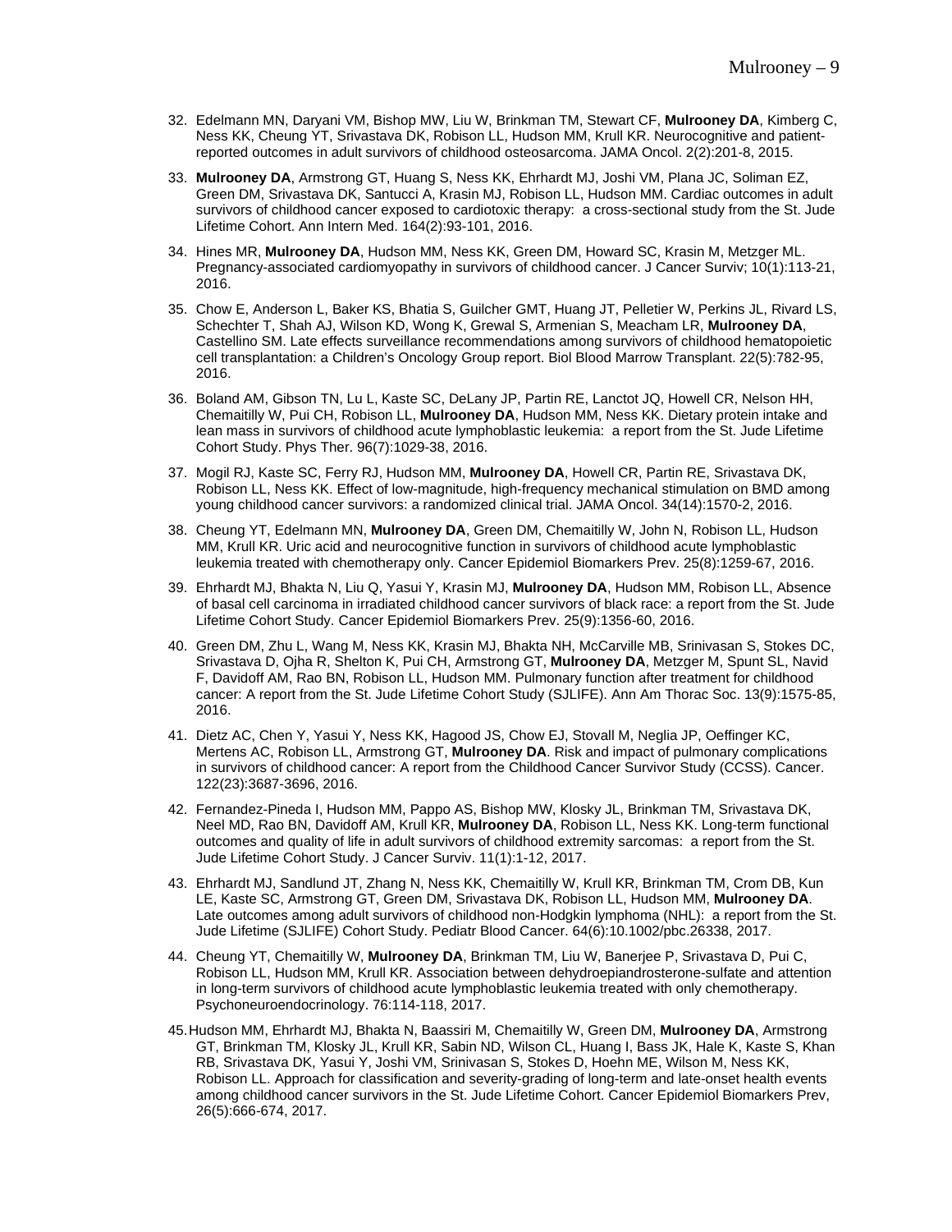32. Edelmann MN, Daryani VM, Bishop MW, Liu W, Brinkman TM, Stewart CF, **Mulrooney DA**, Kimberg C, Ness KK, Cheung YT, Srivastava DK, Robison LL, Hudson MM, Krull KR. Neurocognitive and patient-reported outcomes in adult survivors of childhood osteosarcoma. JAMA Oncol. 2(2):201-8, 2015.

33. **Mulrooney DA**, Armstrong GT, Huang S, Ness KK, Ehrhardt MJ, Joshi VM, Plana JC, Soliman EZ, Green DM, Srivastava DK, Santucci A, Krasin MJ, Robison LL, Hudson MM. Cardiac outcomes in adult survivors of childhood cancer exposed to cardiotoxic therapy: a cross-sectional study from the St. Jude Lifetime Cohort. Ann Intern Med. 164(2):93-101, 2016.

34. Hines MR, **Mulrooney DA**, Hudson MM, Ness KK, Green DM, Howard SC, Krasin M, Metzger ML. Pregnancy-associated cardiomyopathy in survivors of childhood cancer. J Cancer Surviv; 10(1):113-21, 2016.

35. Chow E, Anderson L, Baker KS, Bhatia S, Guilcher GMT, Huang JT, Pelletier W, Perkins JL, Rivard LS, Schechter T, Shah AJ, Wilson KD, Wong K, Grewal S, Armenian S, Meacham LR, **Mulrooney DA**, Castellino SM. Late effects surveillance recommendations among survivors of childhood hematopoietic cell transplantation: a Children's Oncology Group report. Biol Blood Marrow Transplant. 22(5):782-95, 2016.

36. Boland AM, Gibson TN, Lu L, Kaste SC, DeLany JP, Partin RE, Lanctot JQ, Howell CR, Nelson HH, Chemaitilly W, Pui CH, Robison LL, **Mulrooney DA**, Hudson MM, Ness KK. Dietary protein intake and lean mass in survivors of childhood acute lymphoblastic leukemia: a report from the St. Jude Lifetime Cohort Study. Phys Ther. 96(7):1029-38, 2016.

37. Mogil RJ, Kaste SC, Ferry RJ, Hudson MM, **Mulrooney DA**, Howell CR, Partin RE, Srivastava DK, Robison LL, Ness KK. Effect of low-magnitude, high-frequency mechanical stimulation on BMD among young childhood cancer survivors: a randomized clinical trial. JAMA Oncol. 34(14):1570-2, 2016.

38. Cheung YT, Edelmann MN, **Mulrooney DA**, Green DM, Chemaitilly W, John N, Robison LL, Hudson MM, Krull KR. Uric acid and neurocognitive function in survivors of childhood acute lymphoblastic leukemia treated with chemotherapy only. Cancer Epidemiol Biomarkers Prev. 25(8):1259-67, 2016.

39. Ehrhardt MJ, Bhakta N, Liu Q, Yasui Y, Krasin MJ, **Mulrooney DA**, Hudson MM, Robison LL, Absence of basal cell carcinoma in irradiated childhood cancer survivors of black race: a report from the St. Jude Lifetime Cohort Study. Cancer Epidemiol Biomarkers Prev. 25(9):1356-60, 2016.

40. Green DM, Zhu L, Wang M, Ness KK, Krasin MJ, Bhakta NH, McCarville MB, Srinivasan S, Stokes DC, Srivastava D, Ojha R, Shelton K, Pui CH, Armstrong GT, **Mulrooney DA**, Metzger M, Spunt SL, Navid F, Davidoff AM, Rao BN, Robison LL, Hudson MM. Pulmonary function after treatment for childhood cancer: A report from the St. Jude Lifetime Cohort Study (SJLIFE). Ann Am Thorac Soc. 13(9):1575-85, 2016.

41. Dietz AC, Chen Y, Yasui Y, Ness KK, Hagood JS, Chow EJ, Stovall M, Neglia JP, Oeffinger KC, Mertens AC, Robison LL, Armstrong GT, **Mulrooney DA**. Risk and impact of pulmonary complications in survivors of childhood cancer: A report from the Childhood Cancer Survivor Study (CCSS). Cancer. 122(23):3687-3696, 2016.

42. Fernandez-Pineda I, Hudson MM, Pappo AS, Bishop MW, Klosky JL, Brinkman TM, Srivastava DK, Neel MD, Rao BN, Davidoff AM, Krull KR, **Mulrooney DA**, Robison LL, Ness KK. Long-term functional outcomes and quality of life in adult survivors of childhood extremity sarcomas: a report from the St. Jude Lifetime Cohort Study. J Cancer Surviv. 11(1):1-12, 2017.

43. Ehrhardt MJ, Sandlund JT, Zhang N, Ness KK, Chemaitilly W, Krull KR, Brinkman TM, Crom DB, Kun LE, Kaste SC, Armstrong GT, Green DM, Srivastava DK, Robison LL, Hudson MM, **Mulrooney DA**. Late outcomes among adult survivors of childhood non-Hodgkin lymphoma (NHL): a report from the St. Jude Lifetime (SJLIFE) Cohort Study. Pediatr Blood Cancer. 64(6):10.1002/pbc.26338, 2017.

44. Cheung YT, Chemaitilly W, **Mulrooney DA**, Brinkman TM, Liu W, Banerjee P, Srivastava D, Pui C, Robison LL, Hudson MM, Krull KR. Association between dehydroepiandrosterone-sulfate and attention in long-term survivors of childhood acute lymphoblastic leukemia treated with only chemotherapy. Psychoneuroendocrinology. 76:114-118, 2017.

45. Hudson MM, Ehrhardt MJ, Bhakta N, Baassiri M, Chemaitilly W, Green DM, **Mulrooney DA**, Armstrong GT, Brinkman TM, Klosky JL, Krull KR, Sabin ND, Wilson CL, Huang I, Bass JK, Hale K, Kaste S, Khan RB, Srivastava DK, Yasui Y, Joshi VM, Srinivasan S, Stokes D, Hoehn ME, Wilson M, Ness KK, Robison LL. Approach for classification and severity-grading of long-term and late-onset health events among childhood cancer survivors in the St. Jude Lifetime Cohort. Cancer Epidemiol Biomarkers Prev, 26(5):666-674, 2017.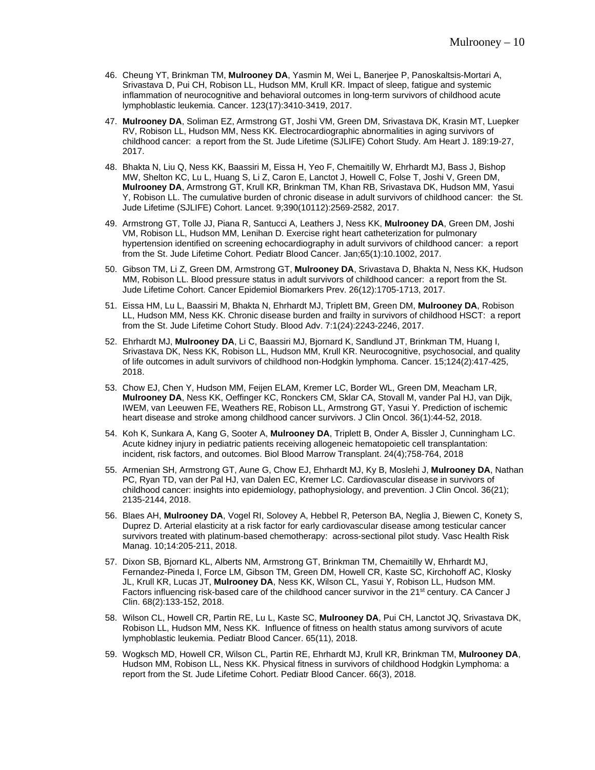46. Cheung YT, Brinkman TM, **Mulrooney DA**, Yasmin M, Wei L, Banerjee P, Panoskaltsis-Mortari A, Srivastava D, Pui CH, Robison LL, Hudson MM, Krull KR. Impact of sleep, fatigue and systemic inflammation of neurocognitive and behavioral outcomes in long-term survivors of childhood acute lymphoblastic leukemia. Cancer. 123(17):3410-3419, 2017.

47. **Mulrooney DA**, Soliman EZ, Armstrong GT, Joshi VM, Green DM, Srivastava DK, Krasin MT, Luepker RV, Robison LL, Hudson MM, Ness KK. Electrocardiographic abnormalities in aging survivors of childhood cancer: a report from the St. Jude Lifetime (SJLIFE) Cohort Study. Am Heart J. 189:19-27, 2017.

48. Bhakta N, Liu Q, Ness KK, Baassiri M, Eissa H, Yeo F, Chemaitilly W, Ehrhardt MJ, Bass J, Bishop MW, Shelton KC, Lu L, Huang S, Li Z, Caron E, Lanctot J, Howell C, Folse T, Joshi V, Green DM, **Mulrooney DA**, Armstrong GT, Krull KR, Brinkman TM, Khan RB, Srivastava DK, Hudson MM, Yasui Y, Robison LL. The cumulative burden of chronic disease in adult survivors of childhood cancer: the St. Jude Lifetime (SJLIFE) Cohort. Lancet. 9;390(10112):2569-2582, 2017.

49. Armstrong GT, Tolle JJ, Piana R, Santucci A, Leathers J, Ness KK, **Mulrooney DA**, Green DM, Joshi VM, Robison LL, Hudson MM, Lenihan D. Exercise right heart catheterization for pulmonary hypertension identified on screening echocardiography in adult survivors of childhood cancer: a report from the St. Jude Lifetime Cohort. Pediatr Blood Cancer. Jan;65(1):10.1002, 2017.

50. Gibson TM, Li Z, Green DM, Armstrong GT, **Mulrooney DA**, Srivastava D, Bhakta N, Ness KK, Hudson MM, Robison LL. Blood pressure status in adult survivors of childhood cancer: a report from the St. Jude Lifetime Cohort. Cancer Epidemiol Biomarkers Prev. 26(12):1705-1713, 2017.

51. Eissa HM, Lu L, Baassiri M, Bhakta N, Ehrhardt MJ, Triplett BM, Green DM, **Mulrooney DA**, Robison LL, Hudson MM, Ness KK. Chronic disease burden and frailty in survivors of childhood HSCT: a report from the St. Jude Lifetime Cohort Study. Blood Adv. 7:1(24):2243-2246, 2017.

52. Ehrhardt MJ, **Mulrooney DA**, Li C, Baassiri MJ, Bjornard K, Sandlund JT, Brinkman TM, Huang I, Srivastava DK, Ness KK, Robison LL, Hudson MM, Krull KR. Neurocognitive, psychosocial, and quality of life outcomes in adult survivors of childhood non-Hodgkin lymphoma. Cancer. 15;124(2):417-425, 2018.

53. Chow EJ, Chen Y, Hudson MM, Feijen ELAM, Kremer LC, Border WL, Green DM, Meacham LR, **Mulrooney DA**, Ness KK, Oeffinger KC, Ronckers CM, Sklar CA, Stovall M, vander Pal HJ, van Dijk, IWEM, van Leeuwen FE, Weathers RE, Robison LL, Armstrong GT, Yasui Y. Prediction of ischemic heart disease and stroke among childhood cancer survivors. J Clin Oncol. 36(1):44-52, 2018.

54. Koh K, Sunkara A, Kang G, Sooter A, **Mulrooney DA**, Triplett B, Onder A, Bissler J, Cunningham LC. Acute kidney injury in pediatric patients receiving allogeneic hematopoietic cell transplantation: incident, risk factors, and outcomes. Biol Blood Marrow Transplant. 24(4);758-764, 2018

55. Armenian SH, Armstrong GT, Aune G, Chow EJ, Ehrhardt MJ, Ky B, Moslehi J, **Mulrooney DA**, Nathan PC, Ryan TD, van der Pal HJ, van Dalen EC, Kremer LC. Cardiovascular disease in survivors of childhood cancer: insights into epidemiology, pathophysiology, and prevention. J Clin Oncol. 36(21); 2135-2144, 2018.

56. Blaes AH, **Mulrooney DA**, Vogel RI, Solovey A, Hebbel R, Peterson BA, Neglia J, Biewen C, Konety S, Duprez D. Arterial elasticity at a risk factor for early cardiovascular disease among testicular cancer survivors treated with platinum-based chemotherapy: across-sectional pilot study. Vasc Health Risk Manag. 10;14:205-211, 2018.

57. Dixon SB, Bjornard KL, Alberts NM, Armstrong GT, Brinkman TM, Chemaitilly W, Ehrhardt MJ, Fernandez-Pineda I, Force LM, Gibson TM, Green DM, Howell CR, Kaste SC, Kirchohoff AC, Klosky JL, Krull KR, Lucas JT, **Mulrooney DA**, Ness KK, Wilson CL, Yasui Y, Robison LL, Hudson MM. Factors influencing risk-based care of the childhood cancer survivor in the 21st century. CA Cancer J Clin. 68(2):133-152, 2018.

58. Wilson CL, Howell CR, Partin RE, Lu L, Kaste SC, **Mulrooney DA**, Pui CH, Lanctot JQ, Srivastava DK, Robison LL, Hudson MM, Ness KK. Influence of fitness on health status among survivors of acute lymphoblastic leukemia. Pediatr Blood Cancer. 65(11), 2018.

59. Wogksch MD, Howell CR, Wilson CL, Partin RE, Ehrhardt MJ, Krull KR, Brinkman TM, **Mulrooney DA**, Hudson MM, Robison LL, Ness KK. Physical fitness in survivors of childhood Hodgkin Lymphoma: a report from the St. Jude Lifetime Cohort. Pediatr Blood Cancer. 66(3), 2018.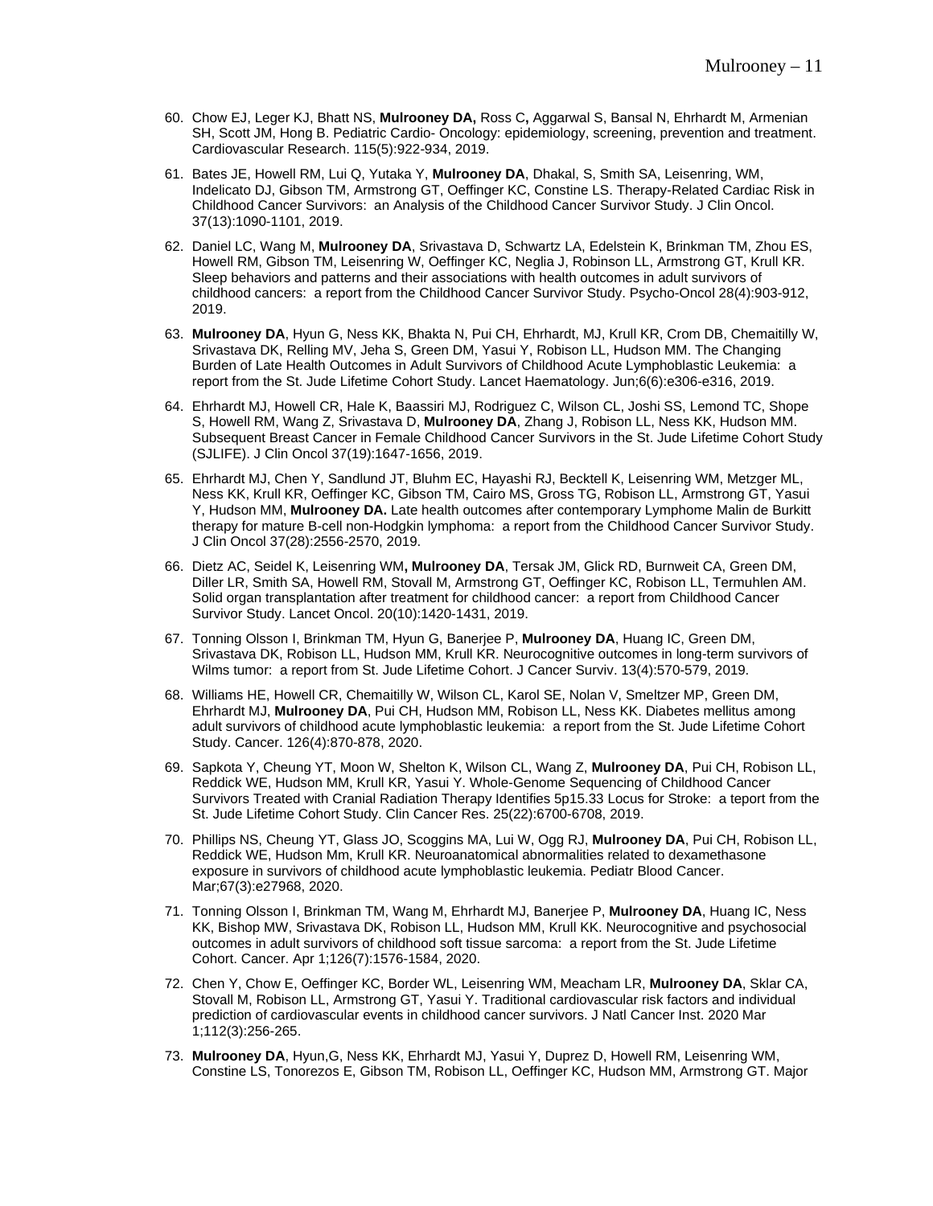60. Chow EJ, Leger KJ, Bhatt NS, **Mulrooney DA,** Ross C**,** Aggarwal S, Bansal N, Ehrhardt M, Armenian SH, Scott JM, Hong B. Pediatric Cardio- Oncology: epidemiology, screening, prevention and treatment. Cardiovascular Research. 115(5):922-934, 2019.

61. Bates JE, Howell RM, Lui Q, Yutaka Y, **Mulrooney DA**, Dhakal, S, Smith SA, Leisenring, WM, Indelicato DJ, Gibson TM, Armstrong GT, Oeffinger KC, Constine LS. Therapy-Related Cardiac Risk in Childhood Cancer Survivors: an Analysis of the Childhood Cancer Survivor Study. J Clin Oncol. 37(13):1090-1101, 2019.

62. Daniel LC, Wang M, **Mulrooney DA**, Srivastava D, Schwartz LA, Edelstein K, Brinkman TM, Zhou ES, Howell RM, Gibson TM, Leisenring W, Oeffinger KC, Neglia J, Robinson LL, Armstrong GT, Krull KR. Sleep behaviors and patterns and their associations with health outcomes in adult survivors of childhood cancers: a report from the Childhood Cancer Survivor Study. Psycho-Oncol 28(4):903-912, 2019.

63. **Mulrooney DA**, Hyun G, Ness KK, Bhakta N, Pui CH, Ehrhardt, MJ, Krull KR, Crom DB, Chemaitilly W, Srivastava DK, Relling MV, Jeha S, Green DM, Yasui Y, Robison LL, Hudson MM. The Changing Burden of Late Health Outcomes in Adult Survivors of Childhood Acute Lymphoblastic Leukemia: a report from the St. Jude Lifetime Cohort Study. Lancet Haematology. Jun;6(6):e306-e316, 2019.

64. Ehrhardt MJ, Howell CR, Hale K, Baassiri MJ, Rodriguez C, Wilson CL, Joshi SS, Lemond TC, Shope S, Howell RM, Wang Z, Srivastava D, **Mulrooney DA**, Zhang J, Robison LL, Ness KK, Hudson MM. Subsequent Breast Cancer in Female Childhood Cancer Survivors in the St. Jude Lifetime Cohort Study (SJLIFE). J Clin Oncol 37(19):1647-1656, 2019.

65. Ehrhardt MJ, Chen Y, Sandlund JT, Bluhm EC, Hayashi RJ, Becktell K, Leisenring WM, Metzger ML, Ness KK, Krull KR, Oeffinger KC, Gibson TM, Cairo MS, Gross TG, Robison LL, Armstrong GT, Yasui Y, Hudson MM, **Mulrooney DA.** Late health outcomes after contemporary Lymphome Malin de Burkitt therapy for mature B-cell non-Hodgkin lymphoma: a report from the Childhood Cancer Survivor Study. J Clin Oncol 37(28):2556-2570, 2019.

66. Dietz AC, Seidel K, Leisenring WM**, Mulrooney DA**, Tersak JM, Glick RD, Burnweit CA, Green DM, Diller LR, Smith SA, Howell RM, Stovall M, Armstrong GT, Oeffinger KC, Robison LL, Termuhlen AM. Solid organ transplantation after treatment for childhood cancer: a report from Childhood Cancer Survivor Study. Lancet Oncol. 20(10):1420-1431, 2019.

67. Tonning Olsson I, Brinkman TM, Hyun G, Banerjee P, **Mulrooney DA**, Huang IC, Green DM, Srivastava DK, Robison LL, Hudson MM, Krull KR. Neurocognitive outcomes in long-term survivors of Wilms tumor: a report from St. Jude Lifetime Cohort. J Cancer Surviv. 13(4):570-579, 2019.

68. Williams HE, Howell CR, Chemaitilly W, Wilson CL, Karol SE, Nolan V, Smeltzer MP, Green DM, Ehrhardt MJ, **Mulrooney DA**, Pui CH, Hudson MM, Robison LL, Ness KK. Diabetes mellitus among adult survivors of childhood acute lymphoblastic leukemia: a report from the St. Jude Lifetime Cohort Study. Cancer. 126(4):870-878, 2020.

69. Sapkota Y, Cheung YT, Moon W, Shelton K, Wilson CL, Wang Z, **Mulrooney DA**, Pui CH, Robison LL, Reddick WE, Hudson MM, Krull KR, Yasui Y. Whole-Genome Sequencing of Childhood Cancer Survivors Treated with Cranial Radiation Therapy Identifies 5p15.33 Locus for Stroke: a teport from the St. Jude Lifetime Cohort Study. Clin Cancer Res. 25(22):6700-6708, 2019.

70. Phillips NS, Cheung YT, Glass JO, Scoggins MA, Lui W, Ogg RJ, **Mulrooney DA**, Pui CH, Robison LL, Reddick WE, Hudson Mm, Krull KR. Neuroanatomical abnormalities related to dexamethasone exposure in survivors of childhood acute lymphoblastic leukemia. Pediatr Blood Cancer. Mar;67(3):e27968, 2020.

71. Tonning Olsson I, Brinkman TM, Wang M, Ehrhardt MJ, Banerjee P, **Mulrooney DA**, Huang IC, Ness KK, Bishop MW, Srivastava DK, Robison LL, Hudson MM, Krull KK. Neurocognitive and psychosocial outcomes in adult survivors of childhood soft tissue sarcoma: a report from the St. Jude Lifetime Cohort. Cancer. Apr 1;126(7):1576-1584, 2020.

72. Chen Y, Chow E, Oeffinger KC, Border WL, Leisenring WM, Meacham LR, **Mulrooney DA**, Sklar CA, Stovall M, Robison LL, Armstrong GT, Yasui Y. Traditional cardiovascular risk factors and individual prediction of cardiovascular events in childhood cancer survivors. J Natl Cancer Inst. 2020 Mar 1;112(3):256-265.

73. **Mulrooney DA**, Hyun,G, Ness KK, Ehrhardt MJ, Yasui Y, Duprez D, Howell RM, Leisenring WM, Constine LS, Tonorezos E, Gibson TM, Robison LL, Oeffinger KC, Hudson MM, Armstrong GT. Major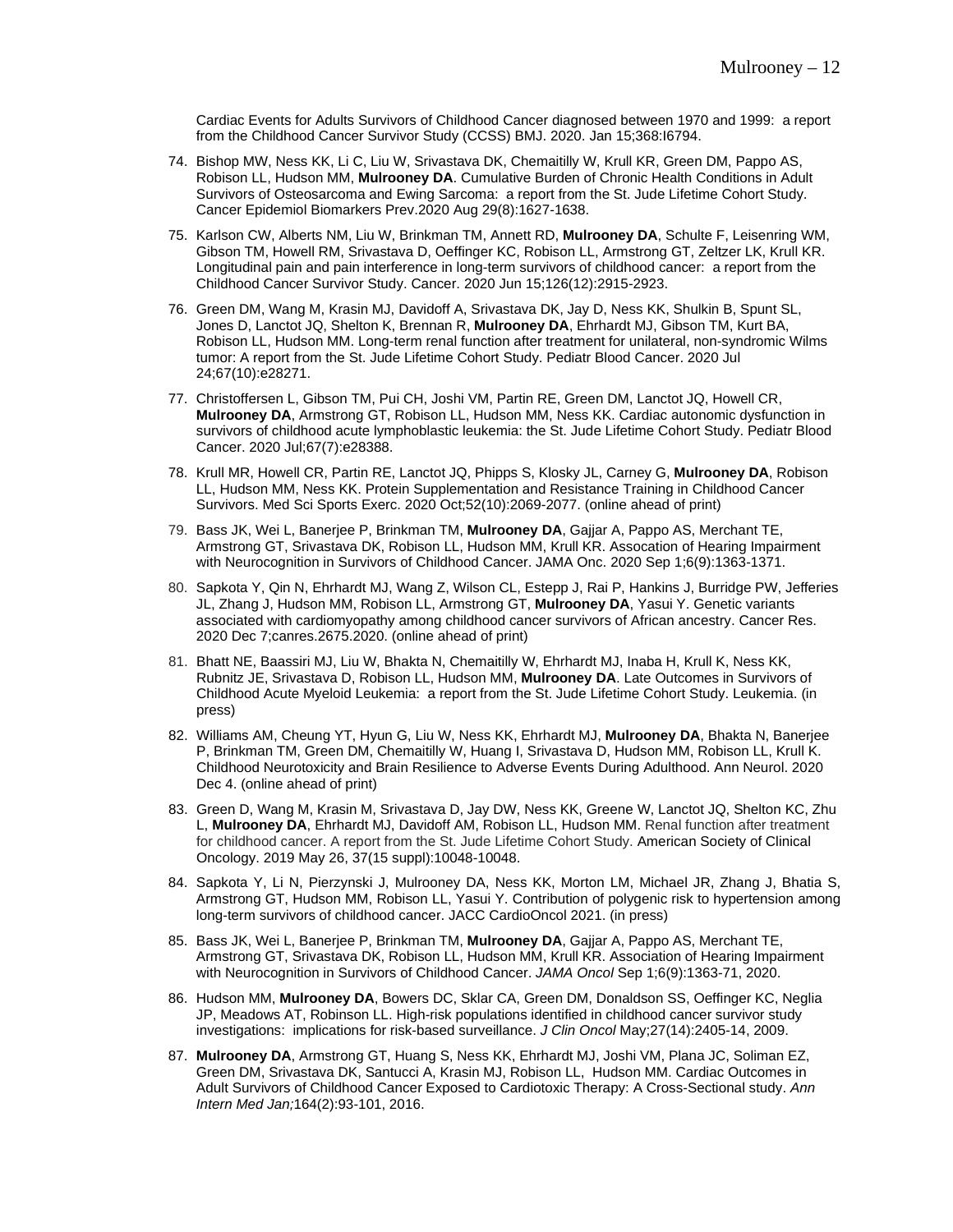Cardiac Events for Adults Survivors of Childhood Cancer diagnosed between 1970 and 1999: a report from the Childhood Cancer Survivor Study (CCSS) BMJ. 2020. Jan 15;368:l6794.

74. Bishop MW, Ness KK, Li C, Liu W, Srivastava DK, Chemaitilly W, Krull KR, Green DM, Pappo AS, Robison LL, Hudson MM, **Mulrooney DA**. Cumulative Burden of Chronic Health Conditions in Adult Survivors of Osteosarcoma and Ewing Sarcoma: a report from the St. Jude Lifetime Cohort Study. Cancer Epidemiol Biomarkers Prev.2020 Aug 29(8):1627-1638.

75. Karlson CW, Alberts NM, Liu W, Brinkman TM, Annett RD, **Mulrooney DA**, Schulte F, Leisenring WM, Gibson TM, Howell RM, Srivastava D, Oeffinger KC, Robison LL, Armstrong GT, Zeltzer LK, Krull KR. Longitudinal pain and pain interference in long-term survivors of childhood cancer: a report from the Childhood Cancer Survivor Study. Cancer. 2020 Jun 15;126(12):2915-2923.

76. Green DM, Wang M, Krasin MJ, Davidoff A, Srivastava DK, Jay D, Ness KK, Shulkin B, Spunt SL, Jones D, Lanctot JQ, Shelton K, Brennan R, **Mulrooney DA**, Ehrhardt MJ, Gibson TM, Kurt BA, Robison LL, Hudson MM. Long-term renal function after treatment for unilateral, non-syndromic Wilms tumor: A report from the St. Jude Lifetime Cohort Study. Pediatr Blood Cancer. 2020 Jul 24;67(10):e28271.

77. Christoffersen L, Gibson TM, Pui CH, Joshi VM, Partin RE, Green DM, Lanctot JQ, Howell CR, **Mulrooney DA**, Armstrong GT, Robison LL, Hudson MM, Ness KK. Cardiac autonomic dysfunction in survivors of childhood acute lymphoblastic leukemia: the St. Jude Lifetime Cohort Study. Pediatr Blood Cancer. 2020 Jul;67(7):e28388.

78. Krull MR, Howell CR, Partin RE, Lanctot JQ, Phipps S, Klosky JL, Carney G, **Mulrooney DA**, Robison LL, Hudson MM, Ness KK. Protein Supplementation and Resistance Training in Childhood Cancer Survivors. Med Sci Sports Exerc. 2020 Oct;52(10):2069-2077. (online ahead of print)

79. Bass JK, Wei L, Banerjee P, Brinkman TM, **Mulrooney DA**, Gajjar A, Pappo AS, Merchant TE, Armstrong GT, Srivastava DK, Robison LL, Hudson MM, Krull KR. Assocation of Hearing Impairment with Neurocognition in Survivors of Childhood Cancer. JAMA Onc. 2020 Sep 1;6(9):1363-1371.

80. Sapkota Y, Qin N, Ehrhardt MJ, Wang Z, Wilson CL, Estepp J, Rai P, Hankins J, Burridge PW, Jefferies JL, Zhang J, Hudson MM, Robison LL, Armstrong GT, **Mulrooney DA**, Yasui Y. Genetic variants associated with cardiomyopathy among childhood cancer survivors of African ancestry. Cancer Res. 2020 Dec 7;canres.2675.2020. (online ahead of print)

81. Bhatt NE, Baassiri MJ, Liu W, Bhakta N, Chemaitilly W, Ehrhardt MJ, Inaba H, Krull K, Ness KK, Rubnitz JE, Srivastava D, Robison LL, Hudson MM, **Mulrooney DA**. Late Outcomes in Survivors of Childhood Acute Myeloid Leukemia: a report from the St. Jude Lifetime Cohort Study. Leukemia. (in press)

82. Williams AM, Cheung YT, Hyun G, Liu W, Ness KK, Ehrhardt MJ, **Mulrooney DA**, Bhakta N, Banerjee P, Brinkman TM, Green DM, Chemaitilly W, Huang I, Srivastava D, Hudson MM, Robison LL, Krull K. Childhood Neurotoxicity and Brain Resilience to Adverse Events During Adulthood. Ann Neurol. 2020 Dec 4. (online ahead of print)

83. Green D, Wang M, Krasin M, Srivastava D, Jay DW, Ness KK, Greene W, Lanctot JQ, Shelton KC, Zhu L, **Mulrooney DA**, Ehrhardt MJ, Davidoff AM, Robison LL, Hudson MM. Renal function after treatment for childhood cancer. A report from the St. Jude Lifetime Cohort Study. American Society of Clinical Oncology. 2019 May 26, 37(15 suppl):10048-10048.

84. Sapkota Y, Li N, Pierzynski J, Mulrooney DA, Ness KK, Morton LM, Michael JR, Zhang J, Bhatia S, Armstrong GT, Hudson MM, Robison LL, Yasui Y. Contribution of polygenic risk to hypertension among long-term survivors of childhood cancer. JACC CardioOncol 2021. (in press)

85. Bass JK, Wei L, Banerjee P, Brinkman TM, **Mulrooney DA**, Gajjar A, Pappo AS, Merchant TE, Armstrong GT, Srivastava DK, Robison LL, Hudson MM, Krull KR. Association of Hearing Impairment with Neurocognition in Survivors of Childhood Cancer. *JAMA Oncol* Sep 1;6(9):1363-71, 2020.

86. Hudson MM, **Mulrooney DA**, Bowers DC, Sklar CA, Green DM, Donaldson SS, Oeffinger KC, Neglia JP, Meadows AT, Robison LL. High-risk populations identified in childhood cancer survivor study investigations: implications for risk-based surveillance. *J Clin Oncol* May;27(14):2405-14, 2009.

87. **Mulrooney DA**, Armstrong GT, Huang S, Ness KK, Ehrhardt MJ, Joshi VM, Plana JC, Soliman EZ, Green DM, Srivastava DK, Santucci A, Krasin MJ, Robison LL, Hudson MM. Cardiac Outcomes in Adult Survivors of Childhood Cancer Exposed to Cardiotoxic Therapy: A Cross-Sectional study. *Ann Intern Med Jan;*164(2):93-101, 2016.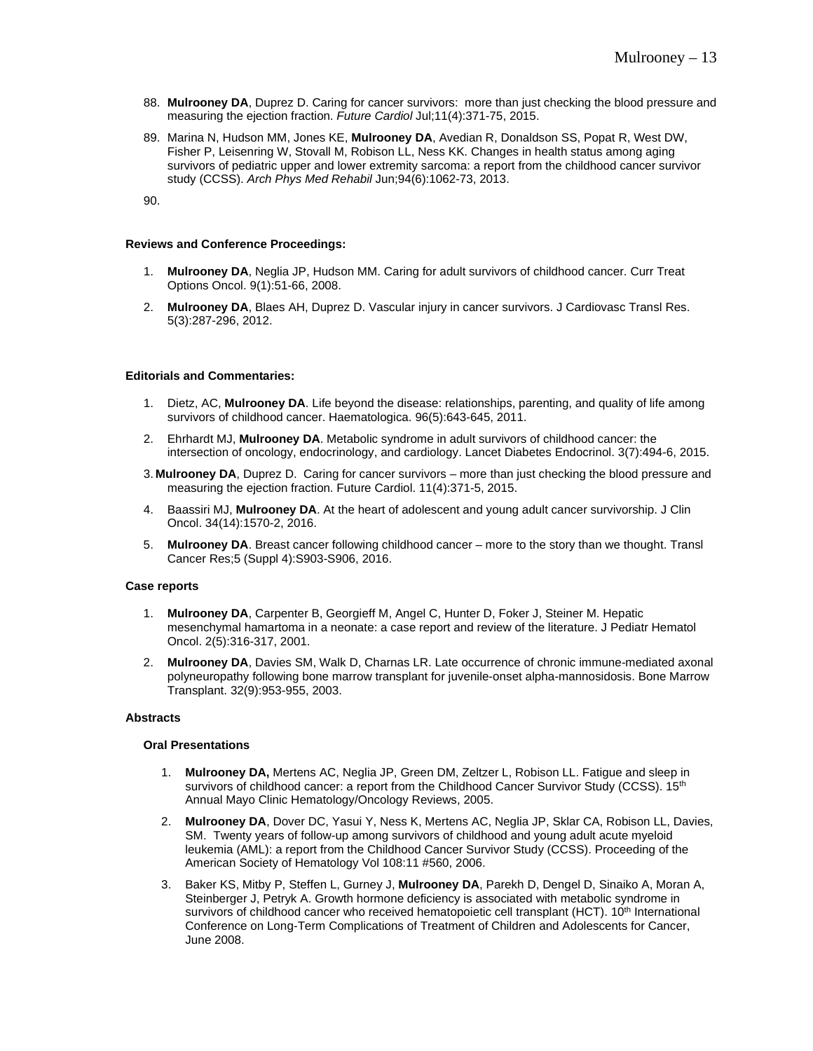88. **Mulrooney DA**, Duprez D. Caring for cancer survivors: more than just checking the blood pressure and measuring the ejection fraction. *Future Cardiol* Jul;11(4):371-75, 2015.

89. Marina N, Hudson MM, Jones KE, **Mulrooney DA**, Avedian R, Donaldson SS, Popat R, West DW, Fisher P, Leisenring W, Stovall M, Robison LL, Ness KK. Changes in health status among aging survivors of pediatric upper and lower extremity sarcoma: a report from the childhood cancer survivor study (CCSS). *Arch Phys Med Rehabil* Jun;94(6):1062-73, 2013.

90.

**Reviews and Conference Proceedings:**

1. **Mulrooney DA**, Neglia JP, Hudson MM. Caring for adult survivors of childhood cancer. Curr Treat Options Oncol. 9(1):51-66, 2008.

2. **Mulrooney DA**, Blaes AH, Duprez D. Vascular injury in cancer survivors. J Cardiovasc Transl Res. 5(3):287-296, 2012.

**Editorials and Commentaries:**

1. Dietz, AC, **Mulrooney DA**. Life beyond the disease: relationships, parenting, and quality of life among survivors of childhood cancer. Haematologica. 96(5):643-645, 2011.

2. Ehrhardt MJ, **Mulrooney DA**. Metabolic syndrome in adult survivors of childhood cancer: the intersection of oncology, endocrinology, and cardiology. Lancet Diabetes Endocrinol. 3(7):494-6, 2015.

3. **Mulrooney DA**, Duprez D. Caring for cancer survivors – more than just checking the blood pressure and measuring the ejection fraction. Future Cardiol. 11(4):371-5, 2015.

4. Baassiri MJ, **Mulrooney DA**. At the heart of adolescent and young adult cancer survivorship. J Clin Oncol. 34(14):1570-2, 2016.

5. **Mulrooney DA**. Breast cancer following childhood cancer – more to the story than we thought. Transl Cancer Res;5 (Suppl 4):S903-S906, 2016.

**Case reports**

1. **Mulrooney DA**, Carpenter B, Georgieff M, Angel C, Hunter D, Foker J, Steiner M. Hepatic mesenchymal hamartoma in a neonate: a case report and review of the literature. J Pediatr Hematol Oncol. 2(5):316-317, 2001.

2. **Mulrooney DA**, Davies SM, Walk D, Charnas LR. Late occurrence of chronic immune-mediated axonal polyneuropathy following bone marrow transplant for juvenile-onset alpha-mannosidosis. Bone Marrow Transplant. 32(9):953-955, 2003.

**Abstracts**

**Oral Presentations**

1. **Mulrooney DA,** Mertens AC, Neglia JP, Green DM, Zeltzer L, Robison LL. Fatigue and sleep in survivors of childhood cancer: a report from the Childhood Cancer Survivor Study (CCSS). 15th Annual Mayo Clinic Hematology/Oncology Reviews, 2005.

2. **Mulrooney DA**, Dover DC, Yasui Y, Ness K, Mertens AC, Neglia JP, Sklar CA, Robison LL, Davies, SM. Twenty years of follow-up among survivors of childhood and young adult acute myeloid leukemia (AML): a report from the Childhood Cancer Survivor Study (CCSS). Proceeding of the American Society of Hematology Vol 108:11 #560, 2006.

3. Baker KS, Mitby P, Steffen L, Gurney J, **Mulrooney DA**, Parekh D, Dengel D, Sinaiko A, Moran A, Steinberger J, Petryk A. Growth hormone deficiency is associated with metabolic syndrome in survivors of childhood cancer who received hematopoietic cell transplant (HCT). 10th International Conference on Long-Term Complications of Treatment of Children and Adolescents for Cancer, June 2008.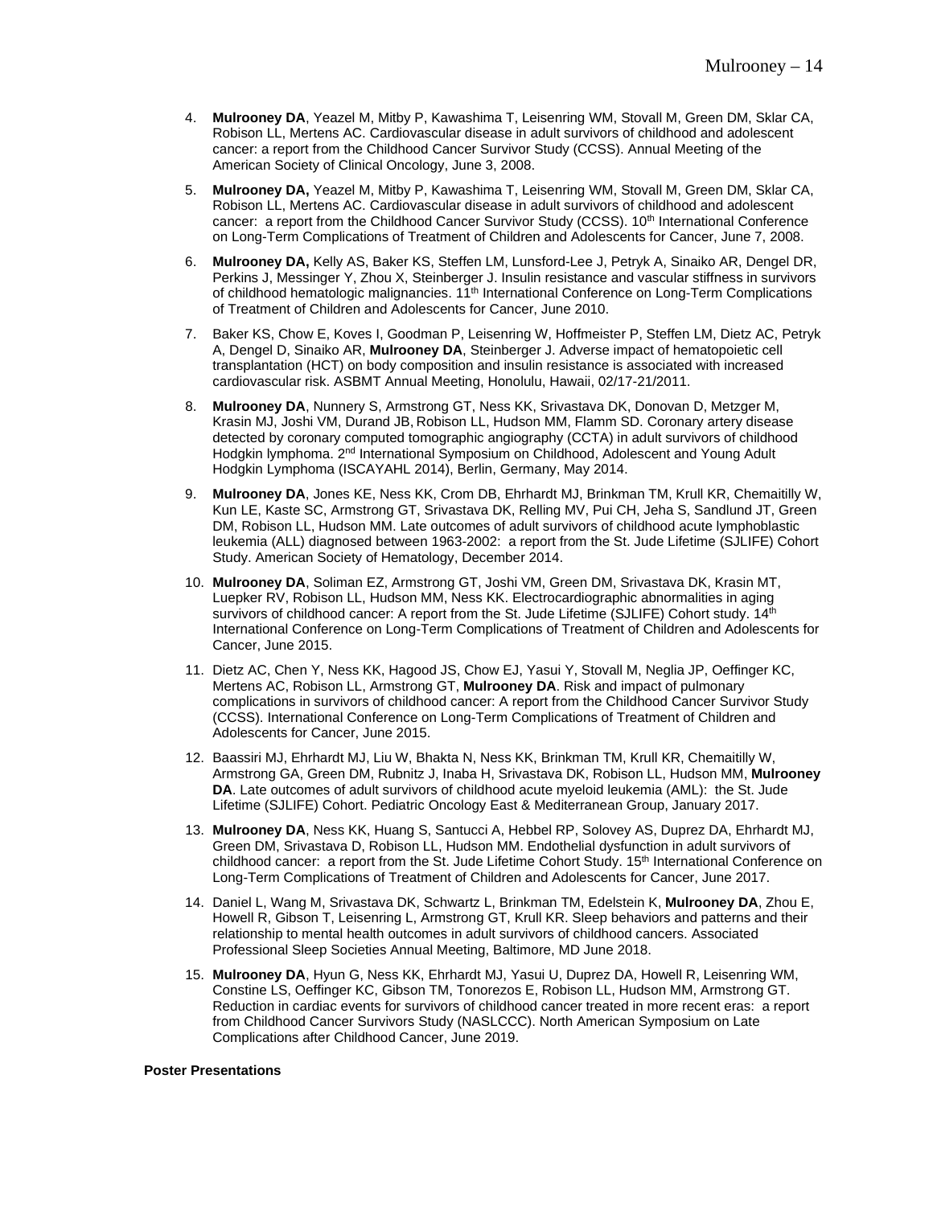4. **Mulrooney DA**, Yeazel M, Mitby P, Kawashima T, Leisenring WM, Stovall M, Green DM, Sklar CA, Robison LL, Mertens AC. Cardiovascular disease in adult survivors of childhood and adolescent cancer: a report from the Childhood Cancer Survivor Study (CCSS). Annual Meeting of the American Society of Clinical Oncology, June 3, 2008.

5. **Mulrooney DA,** Yeazel M, Mitby P, Kawashima T, Leisenring WM, Stovall M, Green DM, Sklar CA, Robison LL, Mertens AC. Cardiovascular disease in adult survivors of childhood and adolescent cancer: a report from the Childhood Cancer Survivor Study (CCSS). 10th International Conference on Long-Term Complications of Treatment of Children and Adolescents for Cancer, June 7, 2008.

6. **Mulrooney DA,** Kelly AS, Baker KS, Steffen LM, Lunsford-Lee J, Petryk A, Sinaiko AR, Dengel DR, Perkins J, Messinger Y, Zhou X, Steinberger J. Insulin resistance and vascular stiffness in survivors of childhood hematologic malignancies. 11th International Conference on Long-Term Complications of Treatment of Children and Adolescents for Cancer, June 2010.

7. Baker KS, Chow E, Koves I, Goodman P, Leisenring W, Hoffmeister P, Steffen LM, Dietz AC, Petryk A, Dengel D, Sinaiko AR, **Mulrooney DA**, Steinberger J. Adverse impact of hematopoietic cell transplantation (HCT) on body composition and insulin resistance is associated with increased cardiovascular risk. ASBMT Annual Meeting, Honolulu, Hawaii, 02/17-21/2011.

8. **Mulrooney DA**, Nunnery S, Armstrong GT, Ness KK, Srivastava DK, Donovan D, Metzger M, Krasin MJ, Joshi VM, Durand JB, Robison LL, Hudson MM, Flamm SD. Coronary artery disease detected by coronary computed tomographic angiography (CCTA) in adult survivors of childhood Hodgkin lymphoma. 2nd International Symposium on Childhood, Adolescent and Young Adult Hodgkin Lymphoma (ISCAYAHL 2014), Berlin, Germany, May 2014.

9. **Mulrooney DA**, Jones KE, Ness KK, Crom DB, Ehrhardt MJ, Brinkman TM, Krull KR, Chemaitilly W, Kun LE, Kaste SC, Armstrong GT, Srivastava DK, Relling MV, Pui CH, Jeha S, Sandlund JT, Green DM, Robison LL, Hudson MM. Late outcomes of adult survivors of childhood acute lymphoblastic leukemia (ALL) diagnosed between 1963-2002: a report from the St. Jude Lifetime (SJLIFE) Cohort Study. American Society of Hematology, December 2014.

10. **Mulrooney DA**, Soliman EZ, Armstrong GT, Joshi VM, Green DM, Srivastava DK, Krasin MT, Luepker RV, Robison LL, Hudson MM, Ness KK. Electrocardiographic abnormalities in aging survivors of childhood cancer: A report from the St. Jude Lifetime (SJLIFE) Cohort study. 14th International Conference on Long-Term Complications of Treatment of Children and Adolescents for Cancer, June 2015.

11. Dietz AC, Chen Y, Ness KK, Hagood JS, Chow EJ, Yasui Y, Stovall M, Neglia JP, Oeffinger KC, Mertens AC, Robison LL, Armstrong GT, **Mulrooney DA**. Risk and impact of pulmonary complications in survivors of childhood cancer: A report from the Childhood Cancer Survivor Study (CCSS). International Conference on Long-Term Complications of Treatment of Children and Adolescents for Cancer, June 2015.

12. Baassiri MJ, Ehrhardt MJ, Liu W, Bhakta N, Ness KK, Brinkman TM, Krull KR, Chemaitilly W, Armstrong GA, Green DM, Rubnitz J, Inaba H, Srivastava DK, Robison LL, Hudson MM, **Mulrooney DA**. Late outcomes of adult survivors of childhood acute myeloid leukemia (AML): the St. Jude Lifetime (SJLIFE) Cohort. Pediatric Oncology East & Mediterranean Group, January 2017.

13. **Mulrooney DA**, Ness KK, Huang S, Santucci A, Hebbel RP, Solovey AS, Duprez DA, Ehrhardt MJ, Green DM, Srivastava D, Robison LL, Hudson MM. Endothelial dysfunction in adult survivors of childhood cancer: a report from the St. Jude Lifetime Cohort Study. 15th International Conference on Long-Term Complications of Treatment of Children and Adolescents for Cancer, June 2017.

14. Daniel L, Wang M, Srivastava DK, Schwartz L, Brinkman TM, Edelstein K, **Mulrooney DA**, Zhou E, Howell R, Gibson T, Leisenring L, Armstrong GT, Krull KR. Sleep behaviors and patterns and their relationship to mental health outcomes in adult survivors of childhood cancers. Associated Professional Sleep Societies Annual Meeting, Baltimore, MD June 2018.

15. **Mulrooney DA**, Hyun G, Ness KK, Ehrhardt MJ, Yasui U, Duprez DA, Howell R, Leisenring WM, Constine LS, Oeffinger KC, Gibson TM, Tonorezos E, Robison LL, Hudson MM, Armstrong GT. Reduction in cardiac events for survivors of childhood cancer treated in more recent eras: a report from Childhood Cancer Survivors Study (NASLCCC). North American Symposium on Late Complications after Childhood Cancer, June 2019.

**Poster Presentations**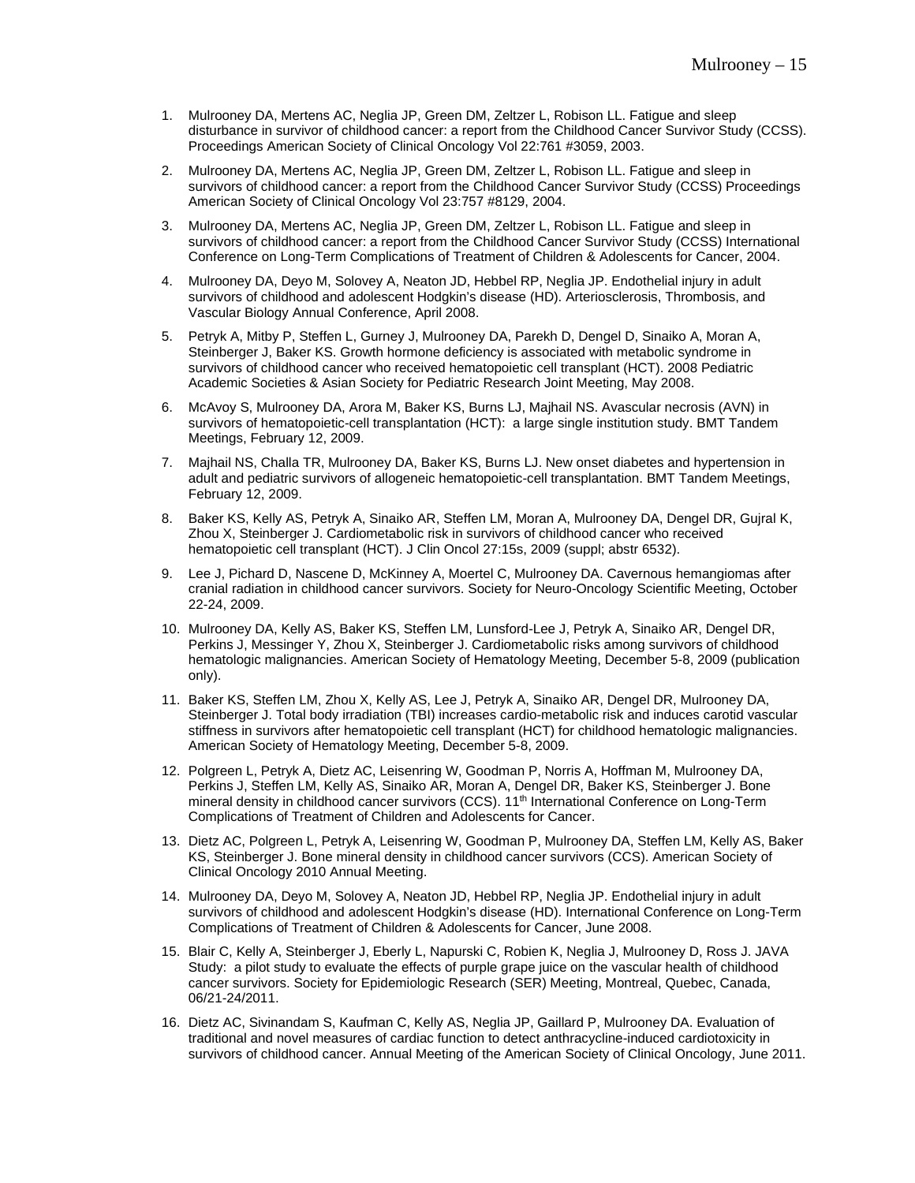1. Mulrooney DA, Mertens AC, Neglia JP, Green DM, Zeltzer L, Robison LL. Fatigue and sleep disturbance in survivor of childhood cancer: a report from the Childhood Cancer Survivor Study (CCSS). Proceedings American Society of Clinical Oncology Vol 22:761 #3059, 2003.

2. Mulrooney DA, Mertens AC, Neglia JP, Green DM, Zeltzer L, Robison LL. Fatigue and sleep in survivors of childhood cancer: a report from the Childhood Cancer Survivor Study (CCSS) Proceedings American Society of Clinical Oncology Vol 23:757 #8129, 2004.

3. Mulrooney DA, Mertens AC, Neglia JP, Green DM, Zeltzer L, Robison LL. Fatigue and sleep in survivors of childhood cancer: a report from the Childhood Cancer Survivor Study (CCSS) International Conference on Long-Term Complications of Treatment of Children & Adolescents for Cancer, 2004.

4. Mulrooney DA, Deyo M, Solovey A, Neaton JD, Hebbel RP, Neglia JP. Endothelial injury in adult survivors of childhood and adolescent Hodgkin's disease (HD). Arteriosclerosis, Thrombosis, and Vascular Biology Annual Conference, April 2008.

5. Petryk A, Mitby P, Steffen L, Gurney J, Mulrooney DA, Parekh D, Dengel D, Sinaiko A, Moran A, Steinberger J, Baker KS. Growth hormone deficiency is associated with metabolic syndrome in survivors of childhood cancer who received hematopoietic cell transplant (HCT). 2008 Pediatric Academic Societies & Asian Society for Pediatric Research Joint Meeting, May 2008.

6. McAvoy S, Mulrooney DA, Arora M, Baker KS, Burns LJ, Majhail NS. Avascular necrosis (AVN) in survivors of hematopoietic-cell transplantation (HCT): a large single institution study. BMT Tandem Meetings, February 12, 2009.

7. Majhail NS, Challa TR, Mulrooney DA, Baker KS, Burns LJ. New onset diabetes and hypertension in adult and pediatric survivors of allogeneic hematopoietic-cell transplantation. BMT Tandem Meetings, February 12, 2009.

8. Baker KS, Kelly AS, Petryk A, Sinaiko AR, Steffen LM, Moran A, Mulrooney DA, Dengel DR, Gujral K, Zhou X, Steinberger J. Cardiometabolic risk in survivors of childhood cancer who received hematopoietic cell transplant (HCT). J Clin Oncol 27:15s, 2009 (suppl; abstr 6532).

9. Lee J, Pichard D, Nascene D, McKinney A, Moertel C, Mulrooney DA. Cavernous hemangiomas after cranial radiation in childhood cancer survivors. Society for Neuro-Oncology Scientific Meeting, October 22-24, 2009.

10. Mulrooney DA, Kelly AS, Baker KS, Steffen LM, Lunsford-Lee J, Petryk A, Sinaiko AR, Dengel DR, Perkins J, Messinger Y, Zhou X, Steinberger J. Cardiometabolic risks among survivors of childhood hematologic malignancies. American Society of Hematology Meeting, December 5-8, 2009 (publication only).

11. Baker KS, Steffen LM, Zhou X, Kelly AS, Lee J, Petryk A, Sinaiko AR, Dengel DR, Mulrooney DA, Steinberger J. Total body irradiation (TBI) increases cardio-metabolic risk and induces carotid vascular stiffness in survivors after hematopoietic cell transplant (HCT) for childhood hematologic malignancies. American Society of Hematology Meeting, December 5-8, 2009.

12. Polgreen L, Petryk A, Dietz AC, Leisenring W, Goodman P, Norris A, Hoffman M, Mulrooney DA, Perkins J, Steffen LM, Kelly AS, Sinaiko AR, Moran A, Dengel DR, Baker KS, Steinberger J. Bone mineral density in childhood cancer survivors (CCS). 11th International Conference on Long-Term Complications of Treatment of Children and Adolescents for Cancer.

13. Dietz AC, Polgreen L, Petryk A, Leisenring W, Goodman P, Mulrooney DA, Steffen LM, Kelly AS, Baker KS, Steinberger J. Bone mineral density in childhood cancer survivors (CCS). American Society of Clinical Oncology 2010 Annual Meeting.

14. Mulrooney DA, Deyo M, Solovey A, Neaton JD, Hebbel RP, Neglia JP. Endothelial injury in adult survivors of childhood and adolescent Hodgkin's disease (HD). International Conference on Long-Term Complications of Treatment of Children & Adolescents for Cancer, June 2008.

15. Blair C, Kelly A, Steinberger J, Eberly L, Napurski C, Robien K, Neglia J, Mulrooney D, Ross J. JAVA Study: a pilot study to evaluate the effects of purple grape juice on the vascular health of childhood cancer survivors. Society for Epidemiologic Research (SER) Meeting, Montreal, Quebec, Canada, 06/21-24/2011.

16. Dietz AC, Sivinandam S, Kaufman C, Kelly AS, Neglia JP, Gaillard P, Mulrooney DA. Evaluation of traditional and novel measures of cardiac function to detect anthracycline-induced cardiotoxicity in survivors of childhood cancer. Annual Meeting of the American Society of Clinical Oncology, June 2011.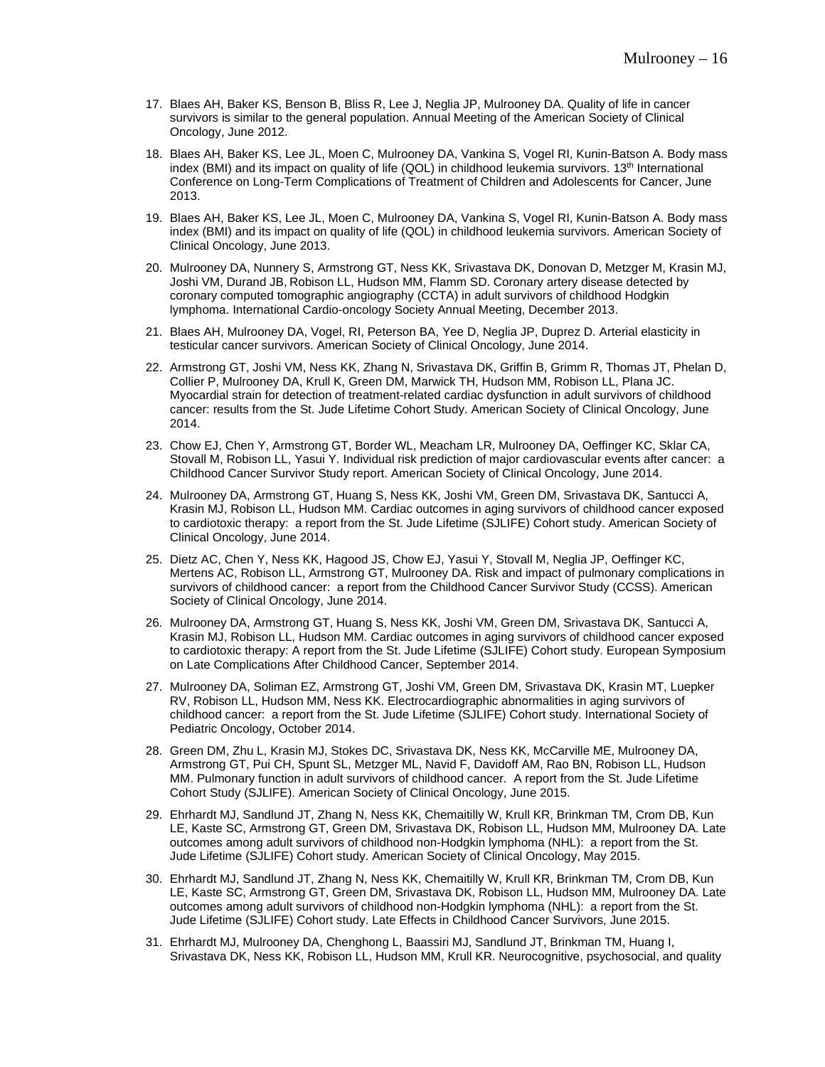17. Blaes AH, Baker KS, Benson B, Bliss R, Lee J, Neglia JP, Mulrooney DA. Quality of life in cancer survivors is similar to the general population. Annual Meeting of the American Society of Clinical Oncology, June 2012.

18. Blaes AH, Baker KS, Lee JL, Moen C, Mulrooney DA, Vankina S, Vogel RI, Kunin-Batson A. Body mass index (BMI) and its impact on quality of life (QOL) in childhood leukemia survivors. 13th International Conference on Long-Term Complications of Treatment of Children and Adolescents for Cancer, June 2013.

19. Blaes AH, Baker KS, Lee JL, Moen C, Mulrooney DA, Vankina S, Vogel RI, Kunin-Batson A. Body mass index (BMI) and its impact on quality of life (QOL) in childhood leukemia survivors. American Society of Clinical Oncology, June 2013.

20. Mulrooney DA, Nunnery S, Armstrong GT, Ness KK, Srivastava DK, Donovan D, Metzger M, Krasin MJ, Joshi VM, Durand JB, Robison LL, Hudson MM, Flamm SD. Coronary artery disease detected by coronary computed tomographic angiography (CCTA) in adult survivors of childhood Hodgkin lymphoma. International Cardio-oncology Society Annual Meeting, December 2013.

21. Blaes AH, Mulrooney DA, Vogel, RI, Peterson BA, Yee D, Neglia JP, Duprez D. Arterial elasticity in testicular cancer survivors. American Society of Clinical Oncology, June 2014.

22. Armstrong GT, Joshi VM, Ness KK, Zhang N, Srivastava DK, Griffin B, Grimm R, Thomas JT, Phelan D, Collier P, Mulrooney DA, Krull K, Green DM, Marwick TH, Hudson MM, Robison LL, Plana JC. Myocardial strain for detection of treatment-related cardiac dysfunction in adult survivors of childhood cancer: results from the St. Jude Lifetime Cohort Study. American Society of Clinical Oncology, June 2014.

23. Chow EJ, Chen Y, Armstrong GT, Border WL, Meacham LR, Mulrooney DA, Oeffinger KC, Sklar CA, Stovall M, Robison LL, Yasui Y. Individual risk prediction of major cardiovascular events after cancer: a Childhood Cancer Survivor Study report. American Society of Clinical Oncology, June 2014.

24. Mulrooney DA, Armstrong GT, Huang S, Ness KK, Joshi VM, Green DM, Srivastava DK, Santucci A, Krasin MJ, Robison LL, Hudson MM. Cardiac outcomes in aging survivors of childhood cancer exposed to cardiotoxic therapy: a report from the St. Jude Lifetime (SJLIFE) Cohort study. American Society of Clinical Oncology, June 2014.

25. Dietz AC, Chen Y, Ness KK, Hagood JS, Chow EJ, Yasui Y, Stovall M, Neglia JP, Oeffinger KC, Mertens AC, Robison LL, Armstrong GT, Mulrooney DA. Risk and impact of pulmonary complications in survivors of childhood cancer: a report from the Childhood Cancer Survivor Study (CCSS). American Society of Clinical Oncology, June 2014.

26. Mulrooney DA, Armstrong GT, Huang S, Ness KK, Joshi VM, Green DM, Srivastava DK, Santucci A, Krasin MJ, Robison LL, Hudson MM. Cardiac outcomes in aging survivors of childhood cancer exposed to cardiotoxic therapy: A report from the St. Jude Lifetime (SJLIFE) Cohort study. European Symposium on Late Complications After Childhood Cancer, September 2014.

27. Mulrooney DA, Soliman EZ, Armstrong GT, Joshi VM, Green DM, Srivastava DK, Krasin MT, Luepker RV, Robison LL, Hudson MM, Ness KK. Electrocardiographic abnormalities in aging survivors of childhood cancer: a report from the St. Jude Lifetime (SJLIFE) Cohort study. International Society of Pediatric Oncology, October 2014.

28. Green DM, Zhu L, Krasin MJ, Stokes DC, Srivastava DK, Ness KK, McCarville ME, Mulrooney DA, Armstrong GT, Pui CH, Spunt SL, Metzger ML, Navid F, Davidoff AM, Rao BN, Robison LL, Hudson MM. Pulmonary function in adult survivors of childhood cancer. A report from the St. Jude Lifetime Cohort Study (SJLIFE). American Society of Clinical Oncology, June 2015.

29. Ehrhardt MJ, Sandlund JT, Zhang N, Ness KK, Chemaitilly W, Krull KR, Brinkman TM, Crom DB, Kun LE, Kaste SC, Armstrong GT, Green DM, Srivastava DK, Robison LL, Hudson MM, Mulrooney DA. Late outcomes among adult survivors of childhood non-Hodgkin lymphoma (NHL): a report from the St. Jude Lifetime (SJLIFE) Cohort study. American Society of Clinical Oncology, May 2015.

30. Ehrhardt MJ, Sandlund JT, Zhang N, Ness KK, Chemaitilly W, Krull KR, Brinkman TM, Crom DB, Kun LE, Kaste SC, Armstrong GT, Green DM, Srivastava DK, Robison LL, Hudson MM, Mulrooney DA. Late outcomes among adult survivors of childhood non-Hodgkin lymphoma (NHL): a report from the St. Jude Lifetime (SJLIFE) Cohort study. Late Effects in Childhood Cancer Survivors, June 2015.

31. Ehrhardt MJ, Mulrooney DA, Chenghong L, Baassiri MJ, Sandlund JT, Brinkman TM, Huang I, Srivastava DK, Ness KK, Robison LL, Hudson MM, Krull KR. Neurocognitive, psychosocial, and quality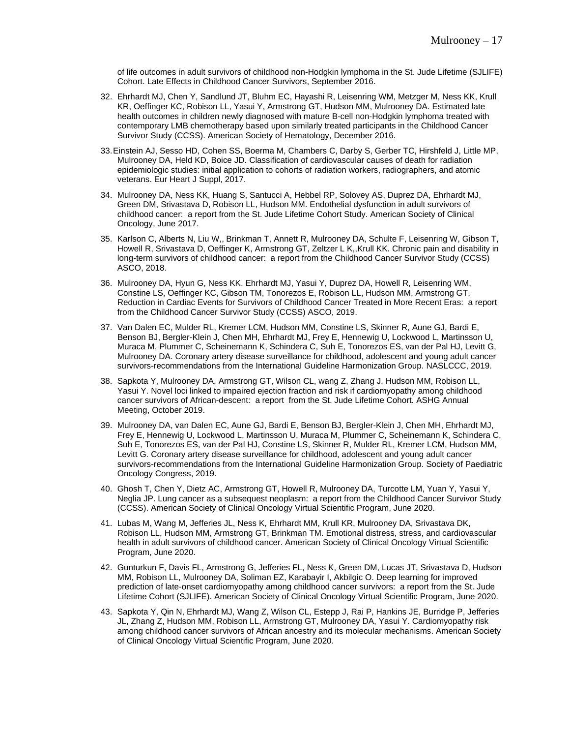of life outcomes in adult survivors of childhood non-Hodgkin lymphoma in the St. Jude Lifetime (SJLIFE) Cohort. Late Effects in Childhood Cancer Survivors, September 2016.

32. Ehrhardt MJ, Chen Y, Sandlund JT, Bluhm EC, Hayashi R, Leisenring WM, Metzger M, Ness KK, Krull KR, Oeffinger KC, Robison LL, Yasui Y, Armstrong GT, Hudson MM, Mulrooney DA. Estimated late health outcomes in children newly diagnosed with mature B-cell non-Hodgkin lymphoma treated with contemporary LMB chemotherapy based upon similarly treated participants in the Childhood Cancer Survivor Study (CCSS). American Society of Hematology, December 2016.

33. Einstein AJ, Sesso HD, Cohen SS, Boerma M, Chambers C, Darby S, Gerber TC, Hirshfeld J, Little MP, Mulrooney DA, Held KD, Boice JD. Classification of cardiovascular causes of death for radiation epidemiologic studies: initial application to cohorts of radiation workers, radiographers, and atomic veterans. Eur Heart J Suppl, 2017.

34. Mulrooney DA, Ness KK, Huang S, Santucci A, Hebbel RP, Solovey AS, Duprez DA, Ehrhardt MJ, Green DM, Srivastava D, Robison LL, Hudson MM. Endothelial dysfunction in adult survivors of childhood cancer: a report from the St. Jude Lifetime Cohort Study. American Society of Clinical Oncology, June 2017.

35. Karlson C, Alberts N, Liu W,, Brinkman T, Annett R, Mulrooney DA, Schulte F, Leisenring W, Gibson T, Howell R, Srivastava D, Oeffinger K, Armstrong GT, Zeltzer L K,,Krull KK. Chronic pain and disability in long-term survivors of childhood cancer: a report from the Childhood Cancer Survivor Study (CCSS) ASCO, 2018.

36. Mulrooney DA, Hyun G, Ness KK, Ehrhardt MJ, Yasui Y, Duprez DA, Howell R, Leisenring WM, Constine LS, Oeffinger KC, Gibson TM, Tonorezos E, Robison LL, Hudson MM, Armstrong GT. Reduction in Cardiac Events for Survivors of Childhood Cancer Treated in More Recent Eras: a report from the Childhood Cancer Survivor Study (CCSS) ASCO, 2019.

37. Van Dalen EC, Mulder RL, Kremer LCM, Hudson MM, Constine LS, Skinner R, Aune GJ, Bardi E, Benson BJ, Bergler-Klein J, Chen MH, Ehrhardt MJ, Frey E, Hennewig U, Lockwood L, Martinsson U, Muraca M, Plummer C, Scheinemann K, Schindera C, Suh E, Tonorezos ES, van der Pal HJ, Levitt G, Mulrooney DA. Coronary artery disease surveillance for childhood, adolescent and young adult cancer survivors-recommendations from the International Guideline Harmonization Group. NASLCCC, 2019.

38. Sapkota Y, Mulrooney DA, Armstrong GT, Wilson CL, wang Z, Zhang J, Hudson MM, Robison LL, Yasui Y. Novel loci linked to impaired ejection fraction and risk if cardiomyopathy among childhood cancer survivors of African-descent: a report from the St. Jude Lifetime Cohort. ASHG Annual Meeting, October 2019.

39. Mulrooney DA, van Dalen EC, Aune GJ, Bardi E, Benson BJ, Bergler-Klein J, Chen MH, Ehrhardt MJ, Frey E, Hennewig U, Lockwood L, Martinsson U, Muraca M, Plummer C, Scheinemann K, Schindera C, Suh E, Tonorezos ES, van der Pal HJ, Constine LS, Skinner R, Mulder RL, Kremer LCM, Hudson MM, Levitt G. Coronary artery disease surveillance for childhood, adolescent and young adult cancer survivors-recommendations from the International Guideline Harmonization Group. Society of Paediatric Oncology Congress, 2019.

40. Ghosh T, Chen Y, Dietz AC, Armstrong GT, Howell R, Mulrooney DA, Turcotte LM, Yuan Y, Yasui Y, Neglia JP. Lung cancer as a subsequent neoplasm: a report from the Childhood Cancer Survivor Study (CCSS). American Society of Clinical Oncology Virtual Scientific Program, June 2020.

41. Lubas M, Wang M, Jefferies JL, Ness K, Ehrhardt MM, Krull KR, Mulrooney DA, Srivastava DK, Robison LL, Hudson MM, Armstrong GT, Brinkman TM. Emotional distress, stress, and cardiovascular health in adult survivors of childhood cancer. American Society of Clinical Oncology Virtual Scientific Program, June 2020.

42. Gunturkun F, Davis FL, Armstrong G, Jefferies FL, Ness K, Green DM, Lucas JT, Srivastava D, Hudson MM, Robison LL, Mulrooney DA, Soliman EZ, Karabayir I, Akbilgic O. Deep learning for improved prediction of late-onset cardiomyopathy among childhood cancer survivors: a report from the St. Jude Lifetime Cohort (SJLIFE). American Society of Clinical Oncology Virtual Scientific Program, June 2020.

43. Sapkota Y, Qin N, Ehrhardt MJ, Wang Z, Wilson CL, Estepp J, Rai P, Hankins JE, Burridge P, Jefferies JL, Zhang Z, Hudson MM, Robison LL, Armstrong GT, Mulrooney DA, Yasui Y. Cardiomyopathy risk among childhood cancer survivors of African ancestry and its molecular mechanisms. American Society of Clinical Oncology Virtual Scientific Program, June 2020.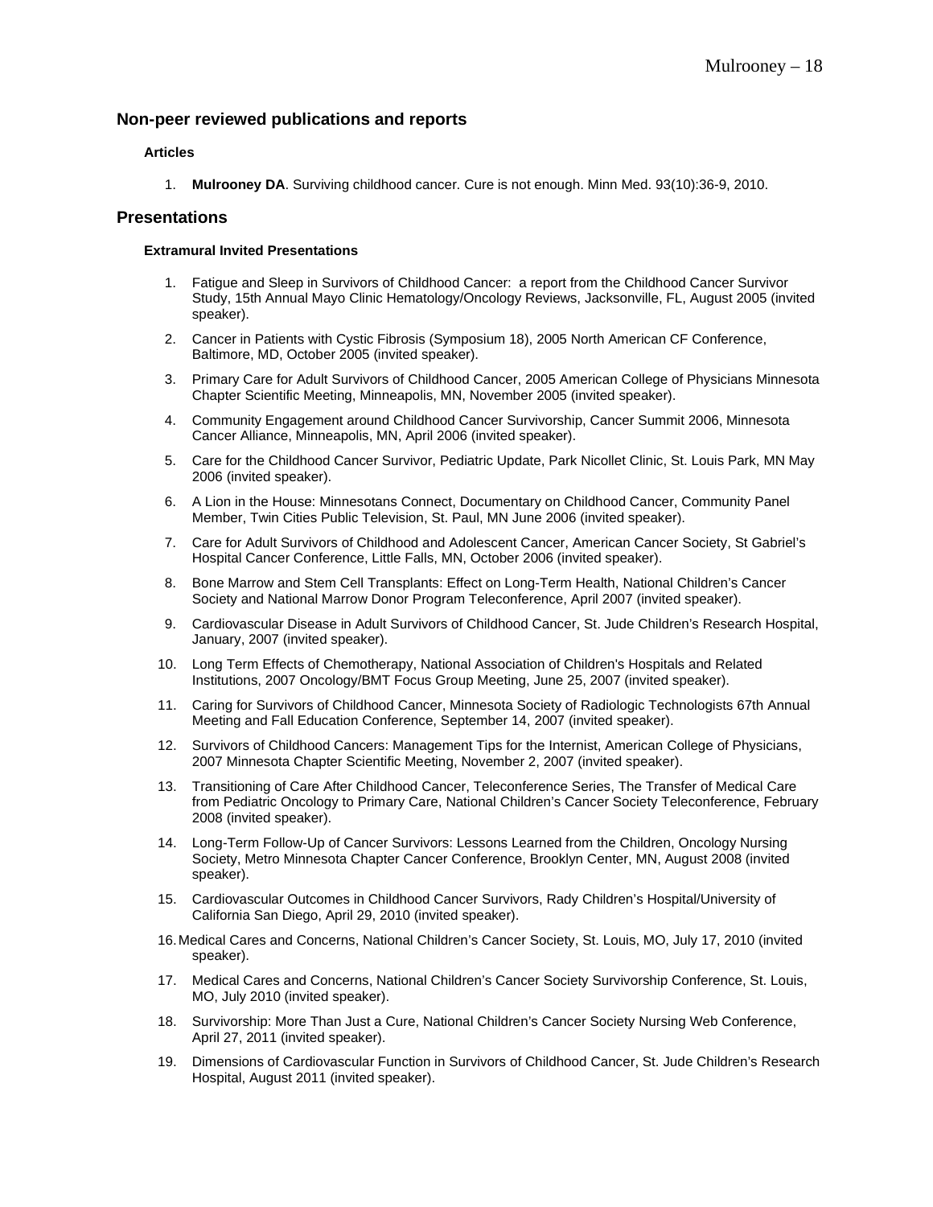## Non-peer reviewed publications and reports

### Articles

1. **Mulrooney DA**. Surviving childhood cancer. Cure is not enough. Minn Med. 93(10):36-9, 2010.

## Presentations

### Extramural Invited Presentations

1. Fatigue and Sleep in Survivors of Childhood Cancer: a report from the Childhood Cancer Survivor Study, 15th Annual Mayo Clinic Hematology/Oncology Reviews, Jacksonville, FL, August 2005 (invited speaker).
2. Cancer in Patients with Cystic Fibrosis (Symposium 18), 2005 North American CF Conference, Baltimore, MD, October 2005 (invited speaker).
3. Primary Care for Adult Survivors of Childhood Cancer, 2005 American College of Physicians Minnesota Chapter Scientific Meeting, Minneapolis, MN, November 2005 (invited speaker).
4. Community Engagement around Childhood Cancer Survivorship, Cancer Summit 2006, Minnesota Cancer Alliance, Minneapolis, MN, April 2006 (invited speaker).
5. Care for the Childhood Cancer Survivor, Pediatric Update, Park Nicollet Clinic, St. Louis Park, MN May 2006 (invited speaker).
6. A Lion in the House: Minnesotans Connect, Documentary on Childhood Cancer, Community Panel Member, Twin Cities Public Television, St. Paul, MN June 2006 (invited speaker).
7. Care for Adult Survivors of Childhood and Adolescent Cancer, American Cancer Society, St Gabriel's Hospital Cancer Conference, Little Falls, MN, October 2006 (invited speaker).
8. Bone Marrow and Stem Cell Transplants: Effect on Long-Term Health, National Children's Cancer Society and National Marrow Donor Program Teleconference, April 2007 (invited speaker).
9. Cardiovascular Disease in Adult Survivors of Childhood Cancer, St. Jude Children's Research Hospital, January, 2007 (invited speaker).
10. Long Term Effects of Chemotherapy, National Association of Children's Hospitals and Related Institutions, 2007 Oncology/BMT Focus Group Meeting, June 25, 2007 (invited speaker).
11. Caring for Survivors of Childhood Cancer, Minnesota Society of Radiologic Technologists 67th Annual Meeting and Fall Education Conference, September 14, 2007 (invited speaker).
12. Survivors of Childhood Cancers: Management Tips for the Internist, American College of Physicians, 2007 Minnesota Chapter Scientific Meeting, November 2, 2007 (invited speaker).
13. Transitioning of Care After Childhood Cancer, Teleconference Series, The Transfer of Medical Care from Pediatric Oncology to Primary Care, National Children's Cancer Society Teleconference, February 2008 (invited speaker).
14. Long-Term Follow-Up of Cancer Survivors: Lessons Learned from the Children, Oncology Nursing Society, Metro Minnesota Chapter Cancer Conference, Brooklyn Center, MN, August 2008 (invited speaker).
15. Cardiovascular Outcomes in Childhood Cancer Survivors, Rady Children's Hospital/University of California San Diego, April 29, 2010 (invited speaker).
16. Medical Cares and Concerns, National Children's Cancer Society, St. Louis, MO, July 17, 2010 (invited speaker).
17. Medical Cares and Concerns, National Children's Cancer Society Survivorship Conference, St. Louis, MO, July 2010 (invited speaker).
18. Survivorship: More Than Just a Cure, National Children's Cancer Society Nursing Web Conference, April 27, 2011 (invited speaker).
19. Dimensions of Cardiovascular Function in Survivors of Childhood Cancer, St. Jude Children's Research Hospital, August 2011 (invited speaker).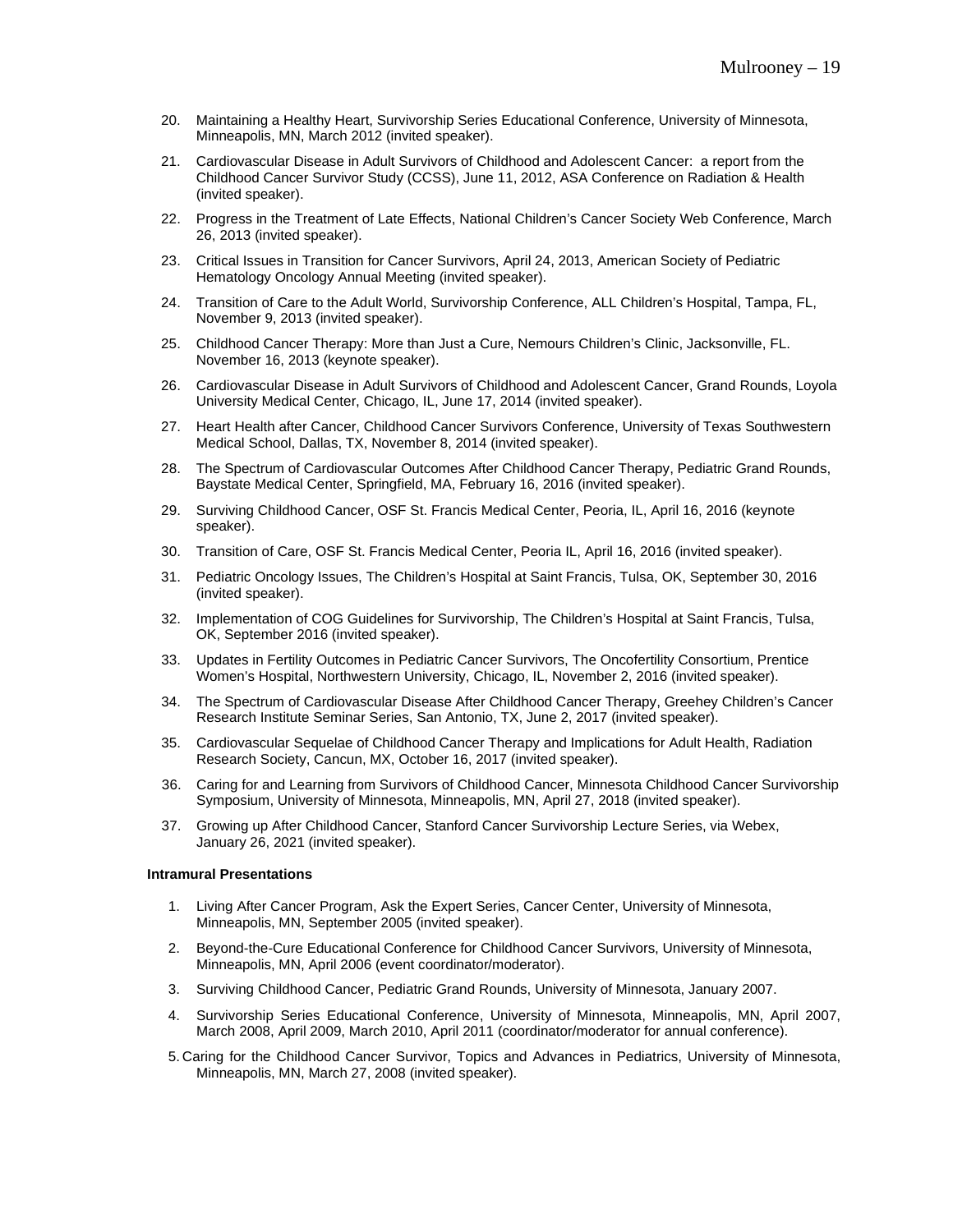20. Maintaining a Healthy Heart, Survivorship Series Educational Conference, University of Minnesota, Minneapolis, MN, March 2012 (invited speaker).
21. Cardiovascular Disease in Adult Survivors of Childhood and Adolescent Cancer: a report from the Childhood Cancer Survivor Study (CCSS), June 11, 2012, ASA Conference on Radiation & Health (invited speaker).
22. Progress in the Treatment of Late Effects, National Children's Cancer Society Web Conference, March 26, 2013 (invited speaker).
23. Critical Issues in Transition for Cancer Survivors, April 24, 2013, American Society of Pediatric Hematology Oncology Annual Meeting (invited speaker).
24. Transition of Care to the Adult World, Survivorship Conference, ALL Children's Hospital, Tampa, FL, November 9, 2013 (invited speaker).
25. Childhood Cancer Therapy: More than Just a Cure, Nemours Children's Clinic, Jacksonville, FL. November 16, 2013 (keynote speaker).
26. Cardiovascular Disease in Adult Survivors of Childhood and Adolescent Cancer, Grand Rounds, Loyola University Medical Center, Chicago, IL, June 17, 2014 (invited speaker).
27. Heart Health after Cancer, Childhood Cancer Survivors Conference, University of Texas Southwestern Medical School, Dallas, TX, November 8, 2014 (invited speaker).
28. The Spectrum of Cardiovascular Outcomes After Childhood Cancer Therapy, Pediatric Grand Rounds, Baystate Medical Center, Springfield, MA, February 16, 2016 (invited speaker).
29. Surviving Childhood Cancer, OSF St. Francis Medical Center, Peoria, IL, April 16, 2016 (keynote speaker).
30. Transition of Care, OSF St. Francis Medical Center, Peoria IL, April 16, 2016 (invited speaker).
31. Pediatric Oncology Issues, The Children's Hospital at Saint Francis, Tulsa, OK, September 30, 2016 (invited speaker).
32. Implementation of COG Guidelines for Survivorship, The Children's Hospital at Saint Francis, Tulsa, OK, September 2016 (invited speaker).
33. Updates in Fertility Outcomes in Pediatric Cancer Survivors, The Oncofertility Consortium, Prentice Women's Hospital, Northwestern University, Chicago, IL, November 2, 2016 (invited speaker).
34. The Spectrum of Cardiovascular Disease After Childhood Cancer Therapy, Greehey Children's Cancer Research Institute Seminar Series, San Antonio, TX, June 2, 2017 (invited speaker).
35. Cardiovascular Sequelae of Childhood Cancer Therapy and Implications for Adult Health, Radiation Research Society, Cancun, MX, October 16, 2017 (invited speaker).
36. Caring for and Learning from Survivors of Childhood Cancer, Minnesota Childhood Cancer Survivorship Symposium, University of Minnesota, Minneapolis, MN, April 27, 2018 (invited speaker).
37. Growing up After Childhood Cancer, Stanford Cancer Survivorship Lecture Series, via Webex, January 26, 2021 (invited speaker).

**Intramural Presentations**

1. Living After Cancer Program, Ask the Expert Series, Cancer Center, University of Minnesota, Minneapolis, MN, September 2005 (invited speaker).
2. Beyond-the-Cure Educational Conference for Childhood Cancer Survivors, University of Minnesota, Minneapolis, MN, April 2006 (event coordinator/moderator).
3. Surviving Childhood Cancer, Pediatric Grand Rounds, University of Minnesota, January 2007.
4. Survivorship Series Educational Conference, University of Minnesota, Minneapolis, MN, April 2007, March 2008, April 2009, March 2010, April 2011 (coordinator/moderator for annual conference).
5. Caring for the Childhood Cancer Survivor, Topics and Advances in Pediatrics, University of Minnesota, Minneapolis, MN, March 27, 2008 (invited speaker).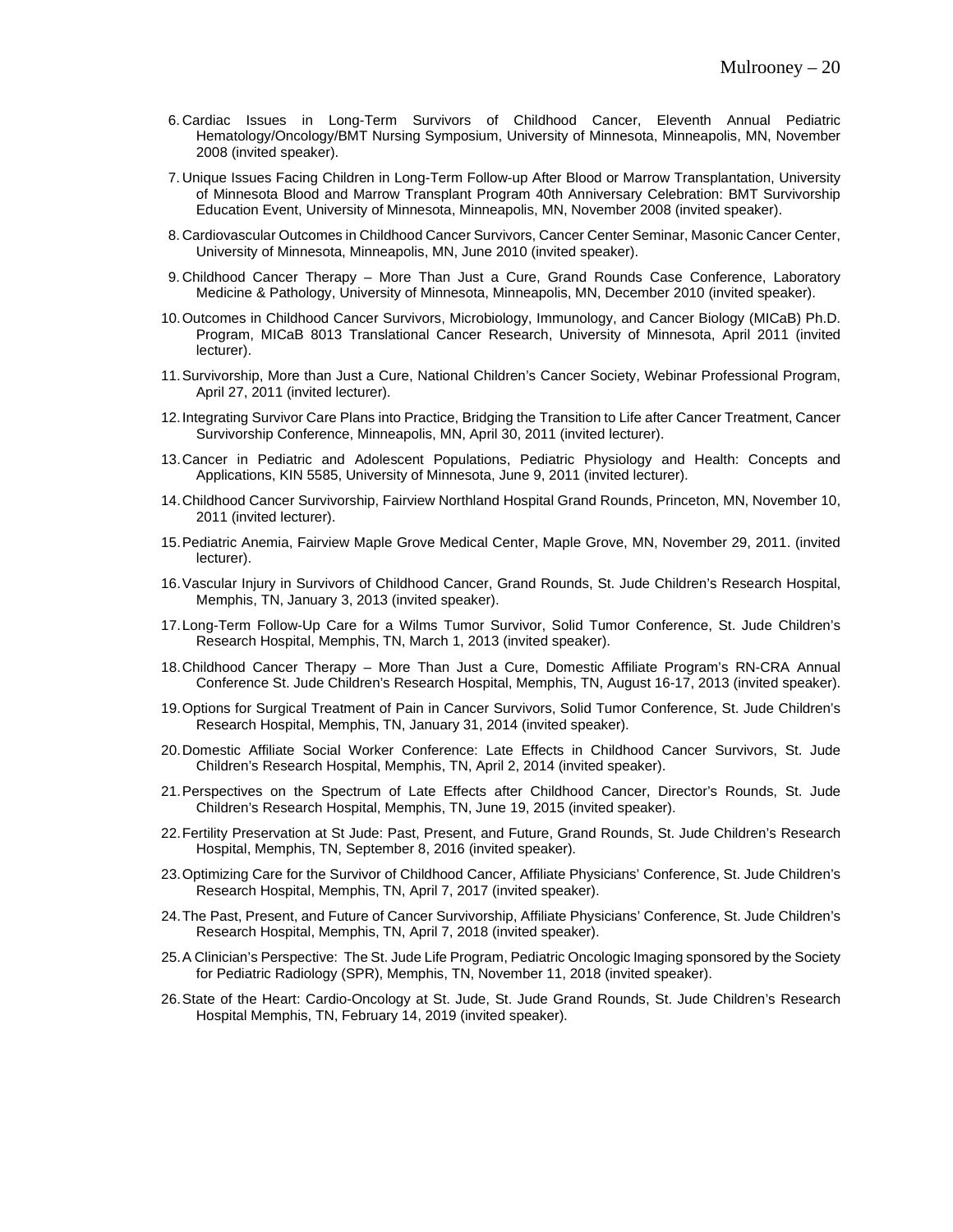6. Cardiac Issues in Long-Term Survivors of Childhood Cancer, Eleventh Annual Pediatric Hematology/Oncology/BMT Nursing Symposium, University of Minnesota, Minneapolis, MN, November 2008 (invited speaker).

7. Unique Issues Facing Children in Long-Term Follow-up After Blood or Marrow Transplantation, University of Minnesota Blood and Marrow Transplant Program 40th Anniversary Celebration: BMT Survivorship Education Event, University of Minnesota, Minneapolis, MN, November 2008 (invited speaker).

8. Cardiovascular Outcomes in Childhood Cancer Survivors, Cancer Center Seminar, Masonic Cancer Center, University of Minnesota, Minneapolis, MN, June 2010 (invited speaker).

9. Childhood Cancer Therapy – More Than Just a Cure, Grand Rounds Case Conference, Laboratory Medicine & Pathology, University of Minnesota, Minneapolis, MN, December 2010 (invited speaker).

10. Outcomes in Childhood Cancer Survivors, Microbiology, Immunology, and Cancer Biology (MICaB) Ph.D. Program, MICaB 8013 Translational Cancer Research, University of Minnesota, April 2011 (invited lecturer).

11. Survivorship, More than Just a Cure, National Children's Cancer Society, Webinar Professional Program, April 27, 2011 (invited lecturer).

12. Integrating Survivor Care Plans into Practice, Bridging the Transition to Life after Cancer Treatment, Cancer Survivorship Conference, Minneapolis, MN, April 30, 2011 (invited lecturer).

13. Cancer in Pediatric and Adolescent Populations, Pediatric Physiology and Health: Concepts and Applications, KIN 5585, University of Minnesota, June 9, 2011 (invited lecturer).

14. Childhood Cancer Survivorship, Fairview Northland Hospital Grand Rounds, Princeton, MN, November 10, 2011 (invited lecturer).

15. Pediatric Anemia, Fairview Maple Grove Medical Center, Maple Grove, MN, November 29, 2011. (invited lecturer).

16. Vascular Injury in Survivors of Childhood Cancer, Grand Rounds, St. Jude Children's Research Hospital, Memphis, TN, January 3, 2013 (invited speaker).

17. Long-Term Follow-Up Care for a Wilms Tumor Survivor, Solid Tumor Conference, St. Jude Children's Research Hospital, Memphis, TN, March 1, 2013 (invited speaker).

18. Childhood Cancer Therapy – More Than Just a Cure, Domestic Affiliate Program's RN-CRA Annual Conference St. Jude Children's Research Hospital, Memphis, TN, August 16-17, 2013 (invited speaker).

19. Options for Surgical Treatment of Pain in Cancer Survivors, Solid Tumor Conference, St. Jude Children's Research Hospital, Memphis, TN, January 31, 2014 (invited speaker).

20. Domestic Affiliate Social Worker Conference: Late Effects in Childhood Cancer Survivors, St. Jude Children's Research Hospital, Memphis, TN, April 2, 2014 (invited speaker).

21. Perspectives on the Spectrum of Late Effects after Childhood Cancer, Director's Rounds, St. Jude Children's Research Hospital, Memphis, TN, June 19, 2015 (invited speaker).

22. Fertility Preservation at St Jude: Past, Present, and Future, Grand Rounds, St. Jude Children's Research Hospital, Memphis, TN, September 8, 2016 (invited speaker).

23. Optimizing Care for the Survivor of Childhood Cancer, Affiliate Physicians' Conference, St. Jude Children's Research Hospital, Memphis, TN, April 7, 2017 (invited speaker).

24. The Past, Present, and Future of Cancer Survivorship, Affiliate Physicians' Conference, St. Jude Children's Research Hospital, Memphis, TN, April 7, 2018 (invited speaker).

25. A Clinician's Perspective: The St. Jude Life Program, Pediatric Oncologic Imaging sponsored by the Society for Pediatric Radiology (SPR), Memphis, TN, November 11, 2018 (invited speaker).

26. State of the Heart: Cardio-Oncology at St. Jude, St. Jude Grand Rounds, St. Jude Children's Research Hospital Memphis, TN, February 14, 2019 (invited speaker).